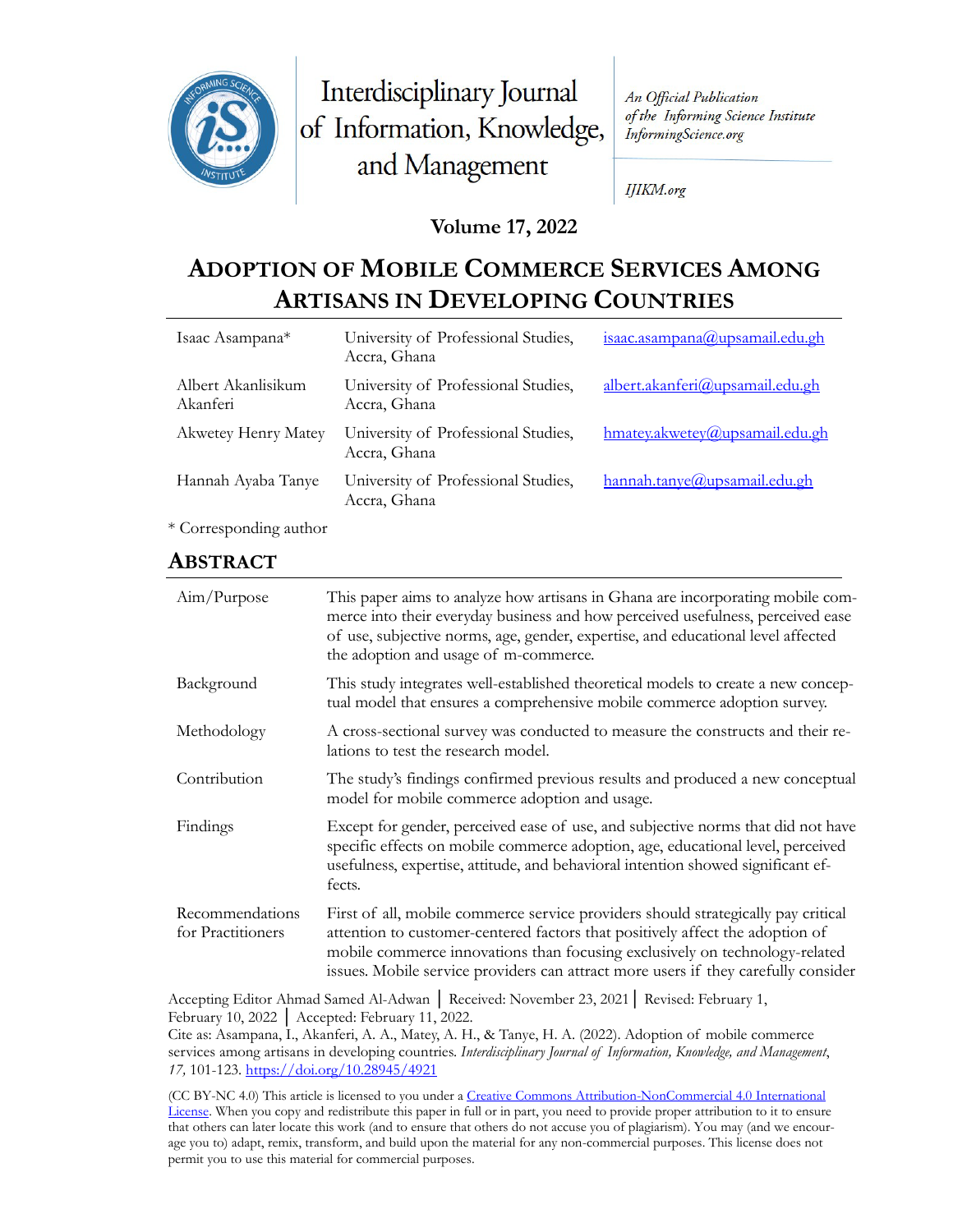Interdisciplinary Journal of Information, Knowledge, and Management

*An Official Publication of the Informing Science Institute InformingScience.org*

*IJIKM.org*

**Volume 17, 2022**

# ADOPTION OF MOBILE COMMERCE SERVICES AMONG ARTISANS IN DEVELOPING COUNTRIES

| | | |
|---|---|---|
| Isaac Asampana* | University of Professional Studies, Accra, Ghana | isaac.asampana@upsamail.edu.gh |
| Albert Akanlisikum Akanferi | University of Professional Studies, Accra, Ghana | albert.akanferi@upsamail.edu.gh |
| Akwetey Henry Matey | University of Professional Studies, Accra, Ghana | hmatey.akwetey@upsamail.edu.gh |
| Hannah Ayaba Tanye | University of Professional Studies, Accra, Ghana | hannah.tanye@upsamail.edu.gh |

* Corresponding author

## ABSTRACT

| | |
|---|---|
| Aim/Purpose | This paper aims to analyze how artisans in Ghana are incorporating mobile commerce into their everyday business and how perceived usefulness, perceived ease of use, subjective norms, age, gender, expertise, and educational level affected the adoption and usage of m-commerce. |
| Background | This study integrates well-established theoretical models to create a new conceptual model that ensures a comprehensive mobile commerce adoption survey. |
| Methodology | A cross-sectional survey was conducted to measure the constructs and their relations to test the research model. |
| Contribution | The study's findings confirmed previous results and produced a new conceptual model for mobile commerce adoption and usage. |
| Findings | Except for gender, perceived ease of use, and subjective norms that did not have specific effects on mobile commerce adoption, age, educational level, perceived usefulness, expertise, attitude, and behavioral intention showed significant effects. |
| Recommendations for Practitioners | First of all, mobile commerce service providers should strategically pay critical attention to customer-centered factors that positively affect the adoption of mobile commerce innovations than focusing exclusively on technology-related issues. Mobile service providers can attract more users if they carefully consider |

Accepting Editor Ahmad Samed Al-Adwan │ Received: November 23, 2021 │ Revised: February 1, February 10, 2022 │ Accepted: February 11, 2022.

Cite as: Asampana, I., Akanferi, A. A., Matey, A. H., & Tanye, H. A. (2022). Adoption of mobile commerce services among artisans in developing countries. *Interdisciplinary Journal of Information, Knowledge, and Management, 17,* 101-123. https://doi.org/10.28945/4921

(CC BY-NC 4.0) This article is licensed to you under a Creative Commons Attribution-NonCommercial 4.0 International License. When you copy and redistribute this paper in full or in part, you need to provide proper attribution to it to ensure that others can later locate this work (and to ensure that others do not accuse you of plagiarism). You may (and we encourage you to) adapt, remix, transform, and build upon the material for any non-commercial purposes. This license does not permit you to use this material for commercial purposes.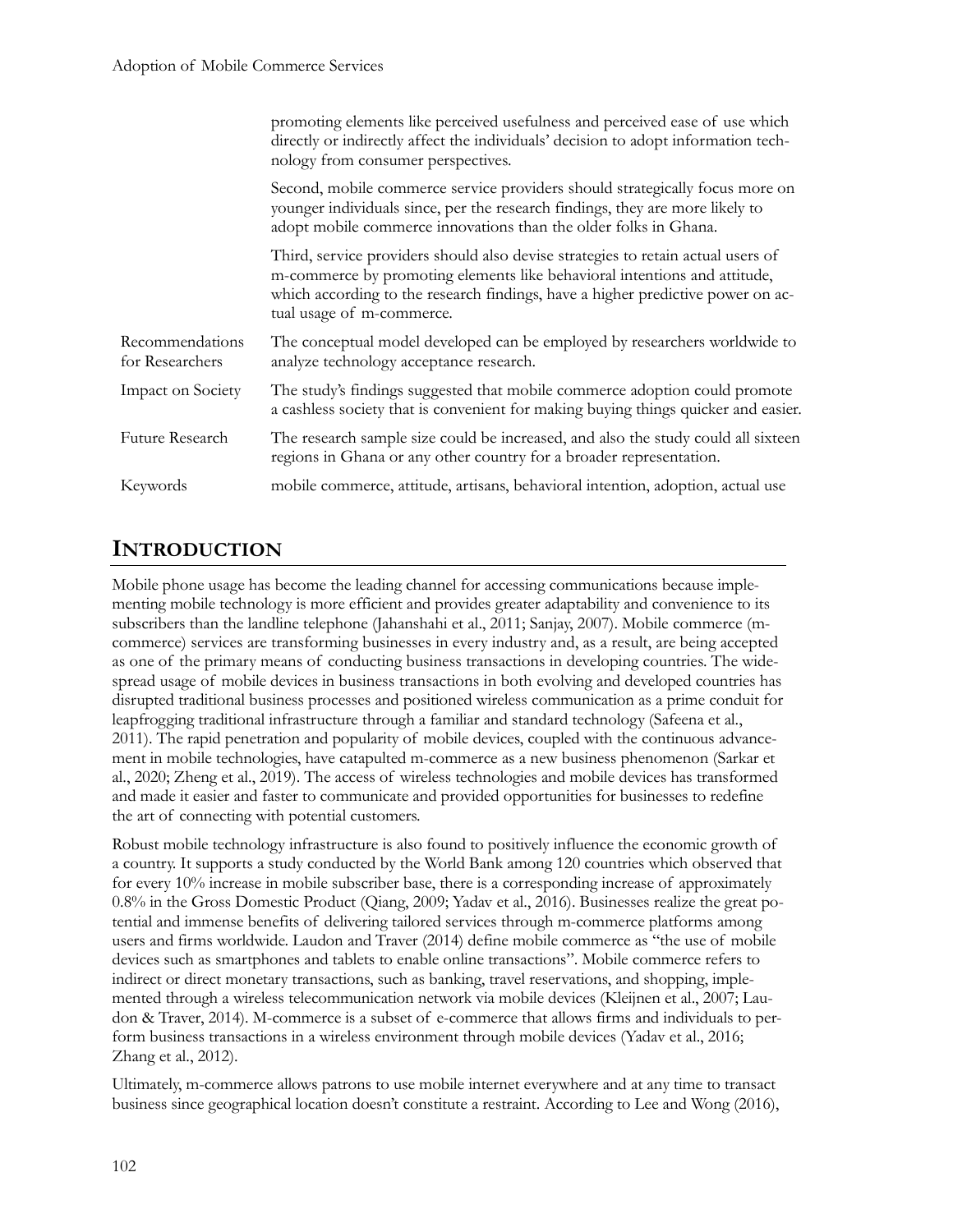| | |
|---|---|
| | promoting elements like perceived usefulness and perceived ease of use which directly or indirectly affect the individuals' decision to adopt information technology from consumer perspectives. |
| | Second, mobile commerce service providers should strategically focus more on younger individuals since, per the research findings, they are more likely to adopt mobile commerce innovations than the older folks in Ghana. |
| | Third, service providers should also devise strategies to retain actual users of m-commerce by promoting elements like behavioral intentions and attitude, which according to the research findings, have a higher predictive power on actual usage of m-commerce. |
| Recommendations for Researchers | The conceptual model developed can be employed by researchers worldwide to analyze technology acceptance research. |
| Impact on Society | The study's findings suggested that mobile commerce adoption could promote a cashless society that is convenient for making buying things quicker and easier. |
| Future Research | The research sample size could be increased, and also the study could all sixteen regions in Ghana or any other country for a broader representation. |
| Keywords | mobile commerce, attitude, artisans, behavioral intention, adoption, actual use |

## INTRODUCTION

Mobile phone usage has become the leading channel for accessing communications because implementing mobile technology is more efficient and provides greater adaptability and convenience to its subscribers than the landline telephone (Jahanshahi et al., 2011; Sanjay, 2007). Mobile commerce (m-commerce) services are transforming businesses in every industry and, as a result, are being accepted as one of the primary means of conducting business transactions in developing countries. The widespread usage of mobile devices in business transactions in both evolving and developed countries has disrupted traditional business processes and positioned wireless communication as a prime conduit for leapfrogging traditional infrastructure through a familiar and standard technology (Safeena et al., 2011). The rapid penetration and popularity of mobile devices, coupled with the continuous advancement in mobile technologies, have catapulted m-commerce as a new business phenomenon (Sarkar et al., 2020; Zheng et al., 2019). The access of wireless technologies and mobile devices has transformed and made it easier and faster to communicate and provided opportunities for businesses to redefine the art of connecting with potential customers.

Robust mobile technology infrastructure is also found to positively influence the economic growth of a country. It supports a study conducted by the World Bank among 120 countries which observed that for every 10% increase in mobile subscriber base, there is a corresponding increase of approximately 0.8% in the Gross Domestic Product (Qiang, 2009; Yadav et al., 2016). Businesses realize the great potential and immense benefits of delivering tailored services through m-commerce platforms among users and firms worldwide. Laudon and Traver (2014) define mobile commerce as "the use of mobile devices such as smartphones and tablets to enable online transactions". Mobile commerce refers to indirect or direct monetary transactions, such as banking, travel reservations, and shopping, implemented through a wireless telecommunication network via mobile devices (Kleijnen et al., 2007; Laudon & Traver, 2014). M-commerce is a subset of e-commerce that allows firms and individuals to perform business transactions in a wireless environment through mobile devices (Yadav et al., 2016; Zhang et al., 2012).

Ultimately, m-commerce allows patrons to use mobile internet everywhere and at any time to transact business since geographical location doesn't constitute a restraint. According to Lee and Wong (2016),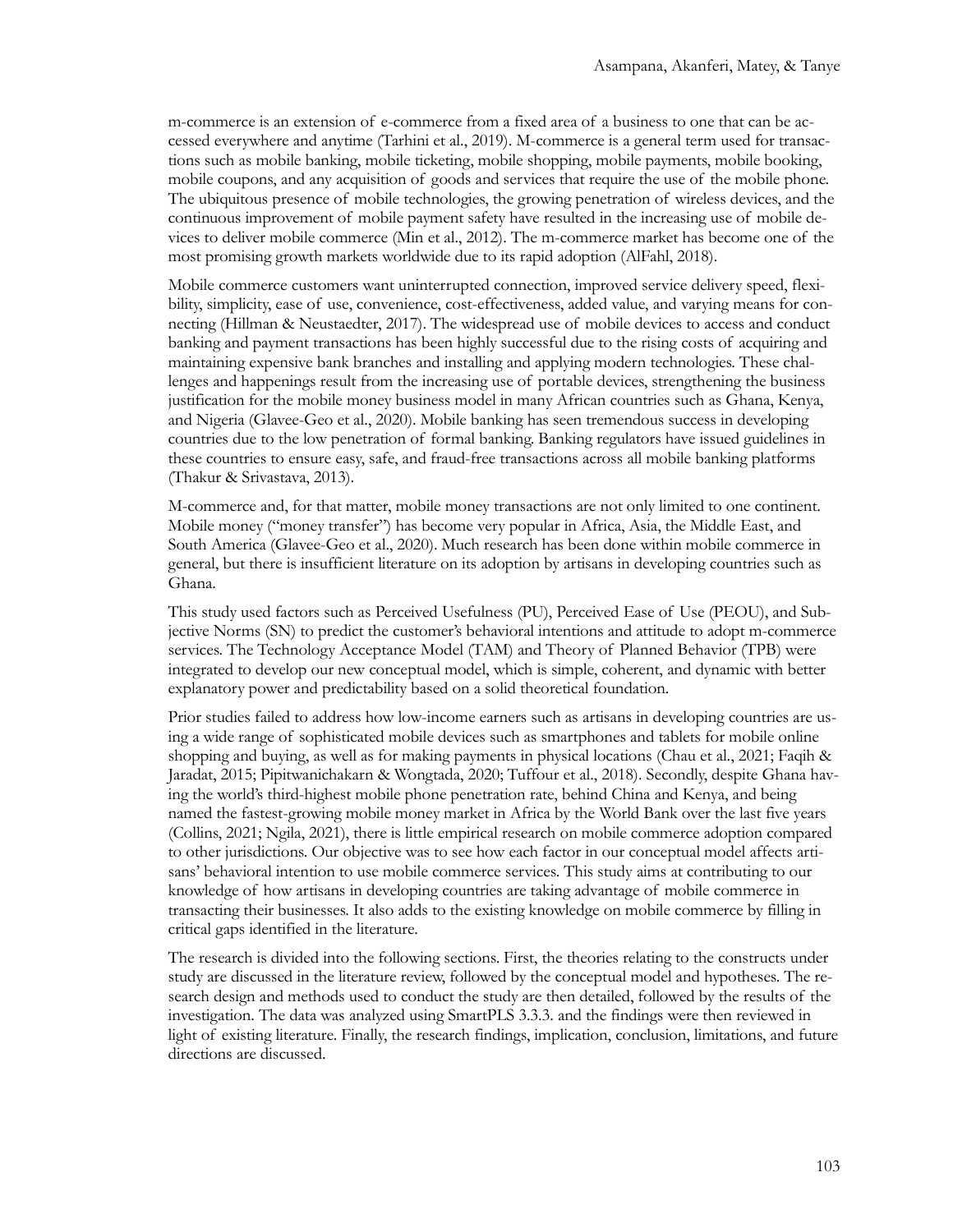m-commerce is an extension of e-commerce from a fixed area of a business to one that can be accessed everywhere and anytime (Tarhini et al., 2019). M-commerce is a general term used for transactions such as mobile banking, mobile ticketing, mobile shopping, mobile payments, mobile booking, mobile coupons, and any acquisition of goods and services that require the use of the mobile phone. The ubiquitous presence of mobile technologies, the growing penetration of wireless devices, and the continuous improvement of mobile payment safety have resulted in the increasing use of mobile devices to deliver mobile commerce (Min et al., 2012). The m-commerce market has become one of the most promising growth markets worldwide due to its rapid adoption (AlFahl, 2018).

Mobile commerce customers want uninterrupted connection, improved service delivery speed, flexibility, simplicity, ease of use, convenience, cost-effectiveness, added value, and varying means for connecting (Hillman & Neustaedter, 2017). The widespread use of mobile devices to access and conduct banking and payment transactions has been highly successful due to the rising costs of acquiring and maintaining expensive bank branches and installing and applying modern technologies. These challenges and happenings result from the increasing use of portable devices, strengthening the business justification for the mobile money business model in many African countries such as Ghana, Kenya, and Nigeria (Glavee-Geo et al., 2020). Mobile banking has seen tremendous success in developing countries due to the low penetration of formal banking. Banking regulators have issued guidelines in these countries to ensure easy, safe, and fraud-free transactions across all mobile banking platforms (Thakur & Srivastava, 2013).

M-commerce and, for that matter, mobile money transactions are not only limited to one continent. Mobile money ("money transfer") has become very popular in Africa, Asia, the Middle East, and South America (Glavee-Geo et al., 2020). Much research has been done within mobile commerce in general, but there is insufficient literature on its adoption by artisans in developing countries such as Ghana.

This study used factors such as Perceived Usefulness (PU), Perceived Ease of Use (PEOU), and Subjective Norms (SN) to predict the customer's behavioral intentions and attitude to adopt m-commerce services. The Technology Acceptance Model (TAM) and Theory of Planned Behavior (TPB) were integrated to develop our new conceptual model, which is simple, coherent, and dynamic with better explanatory power and predictability based on a solid theoretical foundation.

Prior studies failed to address how low-income earners such as artisans in developing countries are using a wide range of sophisticated mobile devices such as smartphones and tablets for mobile online shopping and buying, as well as for making payments in physical locations (Chau et al., 2021; Faqih & Jaradat, 2015; Pipitwanichakarn & Wongtada, 2020; Tuffour et al., 2018). Secondly, despite Ghana having the world's third-highest mobile phone penetration rate, behind China and Kenya, and being named the fastest-growing mobile money market in Africa by the World Bank over the last five years (Collins, 2021; Ngila, 2021), there is little empirical research on mobile commerce adoption compared to other jurisdictions. Our objective was to see how each factor in our conceptual model affects artisans' behavioral intention to use mobile commerce services. This study aims at contributing to our knowledge of how artisans in developing countries are taking advantage of mobile commerce in transacting their businesses. It also adds to the existing knowledge on mobile commerce by filling in critical gaps identified in the literature.

The research is divided into the following sections. First, the theories relating to the constructs under study are discussed in the literature review, followed by the conceptual model and hypotheses. The research design and methods used to conduct the study are then detailed, followed by the results of the investigation. The data was analyzed using SmartPLS 3.3.3. and the findings were then reviewed in light of existing literature. Finally, the research findings, implication, conclusion, limitations, and future directions are discussed.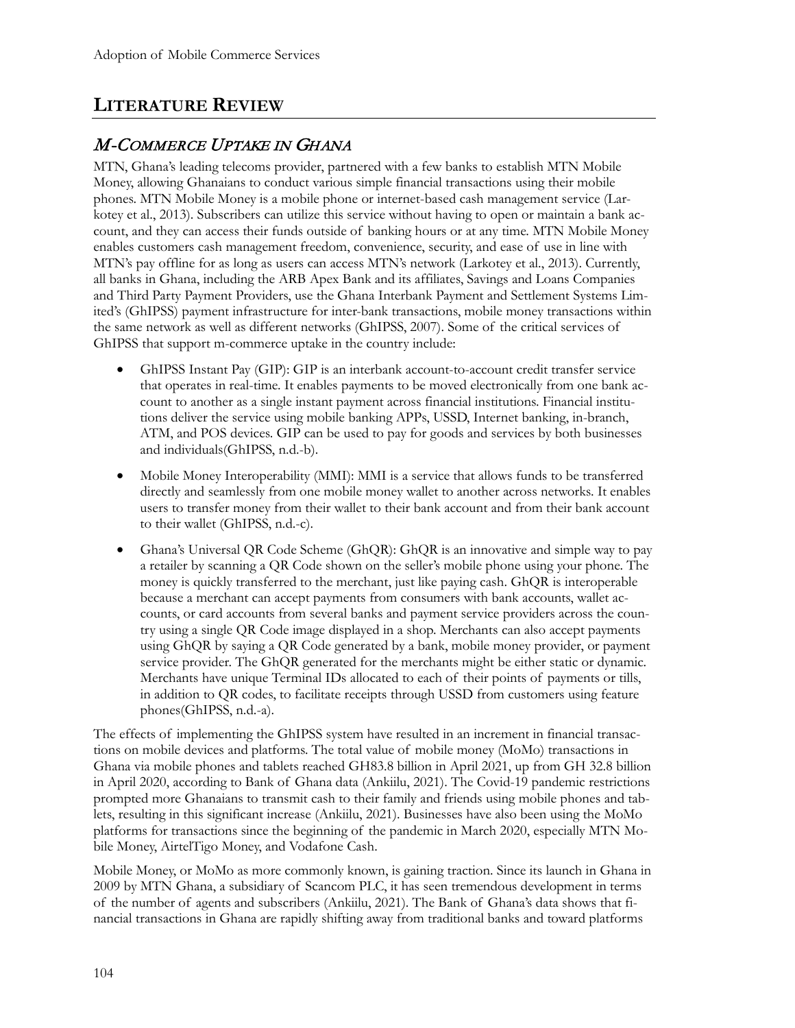## LITERATURE REVIEW

### *M-COMMERCE UPTAKE IN GHANA*

MTN, Ghana's leading telecoms provider, partnered with a few banks to establish MTN Mobile Money, allowing Ghanaians to conduct various simple financial transactions using their mobile phones. MTN Mobile Money is a mobile phone or internet-based cash management service (Larkotey et al., 2013). Subscribers can utilize this service without having to open or maintain a bank account, and they can access their funds outside of banking hours or at any time. MTN Mobile Money enables customers cash management freedom, convenience, security, and ease of use in line with MTN's pay offline for as long as users can access MTN's network (Larkotey et al., 2013). Currently, all banks in Ghana, including the ARB Apex Bank and its affiliates, Savings and Loans Companies and Third Party Payment Providers, use the Ghana Interbank Payment and Settlement Systems Limited's (GhIPSS) payment infrastructure for inter-bank transactions, mobile money transactions within the same network as well as different networks (GhIPSS, 2007). Some of the critical services of GhIPSS that support m-commerce uptake in the country include:

- GhIPSS Instant Pay (GIP): GIP is an interbank account-to-account credit transfer service that operates in real-time. It enables payments to be moved electronically from one bank account to another as a single instant payment across financial institutions. Financial institutions deliver the service using mobile banking APPs, USSD, Internet banking, in-branch, ATM, and POS devices. GIP can be used to pay for goods and services by both businesses and individuals(GhIPSS, n.d.-b).
- Mobile Money Interoperability (MMI): MMI is a service that allows funds to be transferred directly and seamlessly from one mobile money wallet to another across networks. It enables users to transfer money from their wallet to their bank account and from their bank account to their wallet (GhIPSS, n.d.-c).
- Ghana's Universal QR Code Scheme (GhQR): GhQR is an innovative and simple way to pay a retailer by scanning a QR Code shown on the seller's mobile phone using your phone. The money is quickly transferred to the merchant, just like paying cash. GhQR is interoperable because a merchant can accept payments from consumers with bank accounts, wallet accounts, or card accounts from several banks and payment service providers across the country using a single QR Code image displayed in a shop. Merchants can also accept payments using GhQR by saying a QR Code generated by a bank, mobile money provider, or payment service provider. The GhQR generated for the merchants might be either static or dynamic. Merchants have unique Terminal IDs allocated to each of their points of payments or tills, in addition to QR codes, to facilitate receipts through USSD from customers using feature phones(GhIPSS, n.d.-a).

The effects of implementing the GhIPSS system have resulted in an increment in financial transactions on mobile devices and platforms. The total value of mobile money (MoMo) transactions in Ghana via mobile phones and tablets reached GH83.8 billion in April 2021, up from GH 32.8 billion in April 2020, according to Bank of Ghana data (Ankiilu, 2021). The Covid-19 pandemic restrictions prompted more Ghanaians to transmit cash to their family and friends using mobile phones and tablets, resulting in this significant increase (Ankiilu, 2021). Businesses have also been using the MoMo platforms for transactions since the beginning of the pandemic in March 2020, especially MTN Mobile Money, AirtelTigo Money, and Vodafone Cash.

Mobile Money, or MoMo as more commonly known, is gaining traction. Since its launch in Ghana in 2009 by MTN Ghana, a subsidiary of Scancom PLC, it has seen tremendous development in terms of the number of agents and subscribers (Ankiilu, 2021). The Bank of Ghana's data shows that financial transactions in Ghana are rapidly shifting away from traditional banks and toward platforms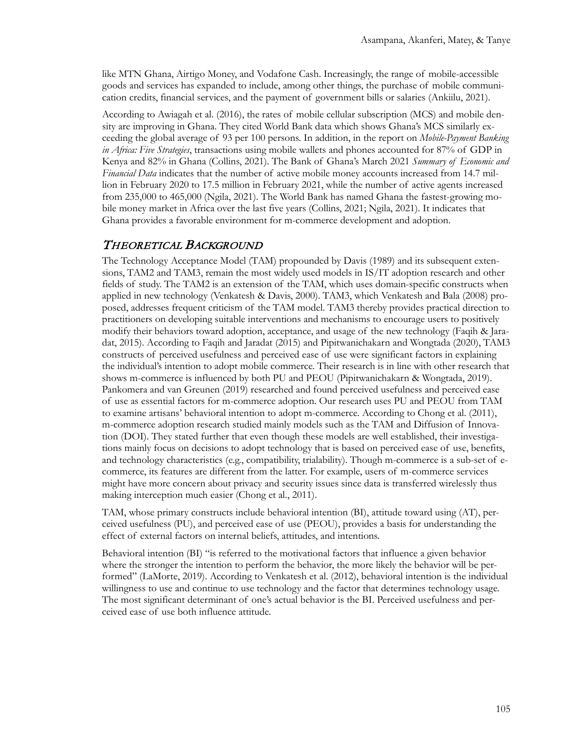like MTN Ghana, Airtigo Money, and Vodafone Cash. Increasingly, the range of mobile-accessible goods and services has expanded to include, among other things, the purchase of mobile communication credits, financial services, and the payment of government bills or salaries (Ankiilu, 2021).

According to Awiagah et al. (2016), the rates of mobile cellular subscription (MCS) and mobile density are improving in Ghana. They cited World Bank data which shows Ghana's MCS similarly exceeding the global average of 93 per 100 persons. In addition, in the report on *Mobile-Payment Banking in Africa: Five Strategies*, transactions using mobile wallets and phones accounted for 87% of GDP in Kenya and 82% in Ghana (Collins, 2021). The Bank of Ghana's March 2021 *Summary of Economic and Financial Data* indicates that the number of active mobile money accounts increased from 14.7 million in February 2020 to 17.5 million in February 2021, while the number of active agents increased from 235,000 to 465,000 (Ngila, 2021). The World Bank has named Ghana the fastest-growing mobile money market in Africa over the last five years (Collins, 2021; Ngila, 2021). It indicates that Ghana provides a favorable environment for m-commerce development and adoption.

## THEORETICAL BACKGROUND

The Technology Acceptance Model (TAM) propounded by Davis (1989) and its subsequent extensions, TAM2 and TAM3, remain the most widely used models in IS/IT adoption research and other fields of study. The TAM2 is an extension of the TAM, which uses domain-specific constructs when applied in new technology (Venkatesh & Davis, 2000). TAM3, which Venkatesh and Bala (2008) proposed, addresses frequent criticism of the TAM model. TAM3 thereby provides practical direction to practitioners on developing suitable interventions and mechanisms to encourage users to positively modify their behaviors toward adoption, acceptance, and usage of the new technology (Faqih & Jaradat, 2015). According to Faqih and Jaradat (2015) and Pipitwanichakarn and Wongtada (2020), TAM3 constructs of perceived usefulness and perceived ease of use were significant factors in explaining the individual's intention to adopt mobile commerce. Their research is in line with other research that shows m-commerce is influenced by both PU and PEOU (Pipitwanichakarn & Wongtada, 2019). Pankomera and van Greunen (2019) researched and found perceived usefulness and perceived ease of use as essential factors for m-commerce adoption. Our research uses PU and PEOU from TAM to examine artisans' behavioral intention to adopt m-commerce. According to Chong et al. (2011), m-commerce adoption research studied mainly models such as the TAM and Diffusion of Innovation (DOI). They stated further that even though these models are well established, their investigations mainly focus on decisions to adopt technology that is based on perceived ease of use, benefits, and technology characteristics (e.g., compatibility, trialability). Though m-commerce is a sub-set of e-commerce, its features are different from the latter. For example, users of m-commerce services might have more concern about privacy and security issues since data is transferred wirelessly thus making interception much easier (Chong et al., 2011).

TAM, whose primary constructs include behavioral intention (BI), attitude toward using (AT), perceived usefulness (PU), and perceived ease of use (PEOU), provides a basis for understanding the effect of external factors on internal beliefs, attitudes, and intentions.

Behavioral intention (BI) "is referred to the motivational factors that influence a given behavior where the stronger the intention to perform the behavior, the more likely the behavior will be performed" (LaMorte, 2019). According to Venkatesh et al. (2012), behavioral intention is the individual willingness to use and continue to use technology and the factor that determines technology usage. The most significant determinant of one's actual behavior is the BI. Perceived usefulness and perceived ease of use both influence attitude.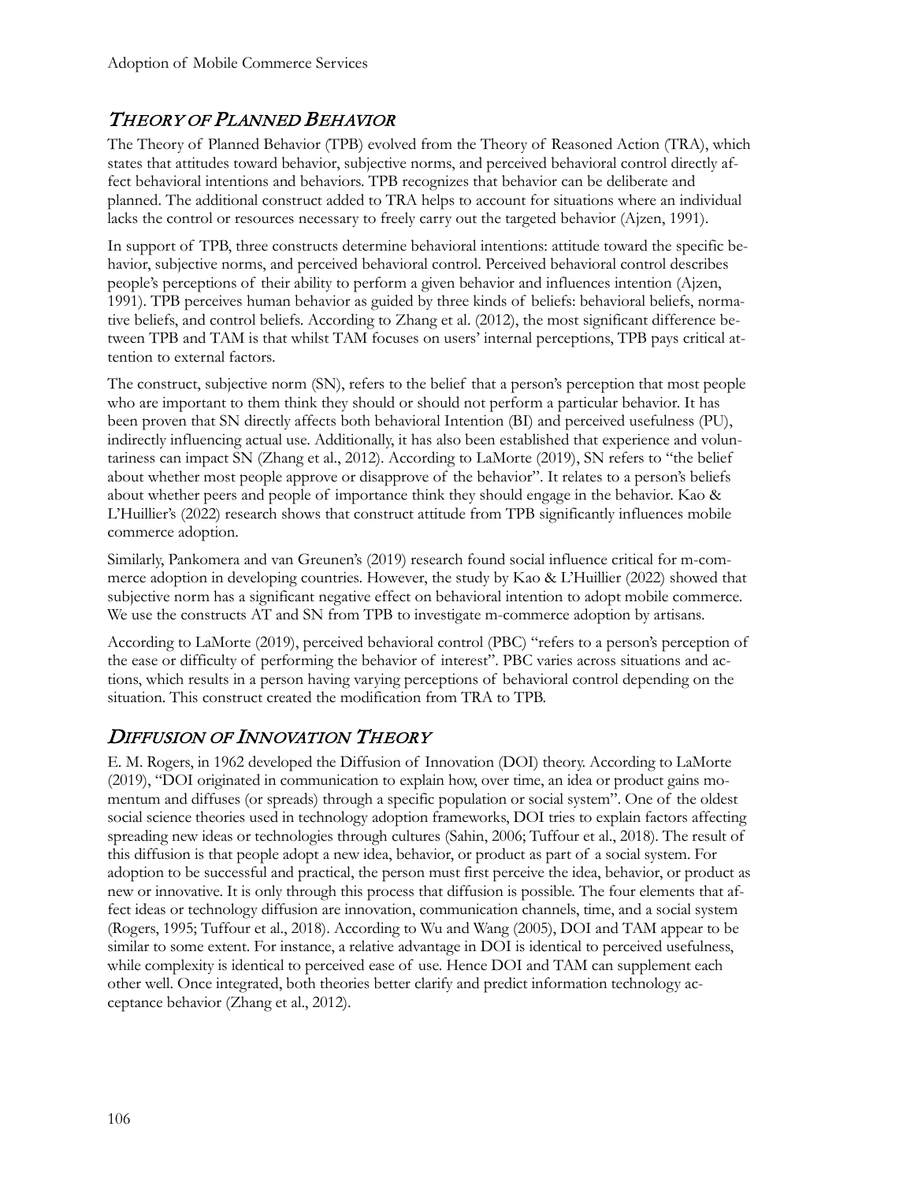## *Theory of Planned Behavior*

The Theory of Planned Behavior (TPB) evolved from the Theory of Reasoned Action (TRA), which states that attitudes toward behavior, subjective norms, and perceived behavioral control directly affect behavioral intentions and behaviors. TPB recognizes that behavior can be deliberate and planned. The additional construct added to TRA helps to account for situations where an individual lacks the control or resources necessary to freely carry out the targeted behavior (Ajzen, 1991).

In support of TPB, three constructs determine behavioral intentions: attitude toward the specific behavior, subjective norms, and perceived behavioral control. Perceived behavioral control describes people's perceptions of their ability to perform a given behavior and influences intention (Ajzen, 1991). TPB perceives human behavior as guided by three kinds of beliefs: behavioral beliefs, normative beliefs, and control beliefs. According to Zhang et al. (2012), the most significant difference between TPB and TAM is that whilst TAM focuses on users' internal perceptions, TPB pays critical attention to external factors.

The construct, subjective norm (SN), refers to the belief that a person's perception that most people who are important to them think they should or should not perform a particular behavior. It has been proven that SN directly affects both behavioral Intention (BI) and perceived usefulness (PU), indirectly influencing actual use. Additionally, it has also been established that experience and voluntariness can impact SN (Zhang et al., 2012). According to LaMorte (2019), SN refers to "the belief about whether most people approve or disapprove of the behavior". It relates to a person's beliefs about whether peers and people of importance think they should engage in the behavior. Kao & L'Huillier's (2022) research shows that construct attitude from TPB significantly influences mobile commerce adoption.

Similarly, Pankomera and van Greunen's (2019) research found social influence critical for m-commerce adoption in developing countries. However, the study by Kao & L'Huillier (2022) showed that subjective norm has a significant negative effect on behavioral intention to adopt mobile commerce. We use the constructs AT and SN from TPB to investigate m-commerce adoption by artisans.

According to LaMorte (2019), perceived behavioral control (PBC) "refers to a person's perception of the ease or difficulty of performing the behavior of interest". PBC varies across situations and actions, which results in a person having varying perceptions of behavioral control depending on the situation. This construct created the modification from TRA to TPB.

## *Diffusion of Innovation Theory*

E. M. Rogers, in 1962 developed the Diffusion of Innovation (DOI) theory. According to LaMorte (2019), "DOI originated in communication to explain how, over time, an idea or product gains momentum and diffuses (or spreads) through a specific population or social system". One of the oldest social science theories used in technology adoption frameworks, DOI tries to explain factors affecting spreading new ideas or technologies through cultures (Sahin, 2006; Tuffour et al., 2018). The result of this diffusion is that people adopt a new idea, behavior, or product as part of a social system. For adoption to be successful and practical, the person must first perceive the idea, behavior, or product as new or innovative. It is only through this process that diffusion is possible. The four elements that affect ideas or technology diffusion are innovation, communication channels, time, and a social system (Rogers, 1995; Tuffour et al., 2018). According to Wu and Wang (2005), DOI and TAM appear to be similar to some extent. For instance, a relative advantage in DOI is identical to perceived usefulness, while complexity is identical to perceived ease of use. Hence DOI and TAM can supplement each other well. Once integrated, both theories better clarify and predict information technology acceptance behavior (Zhang et al., 2012).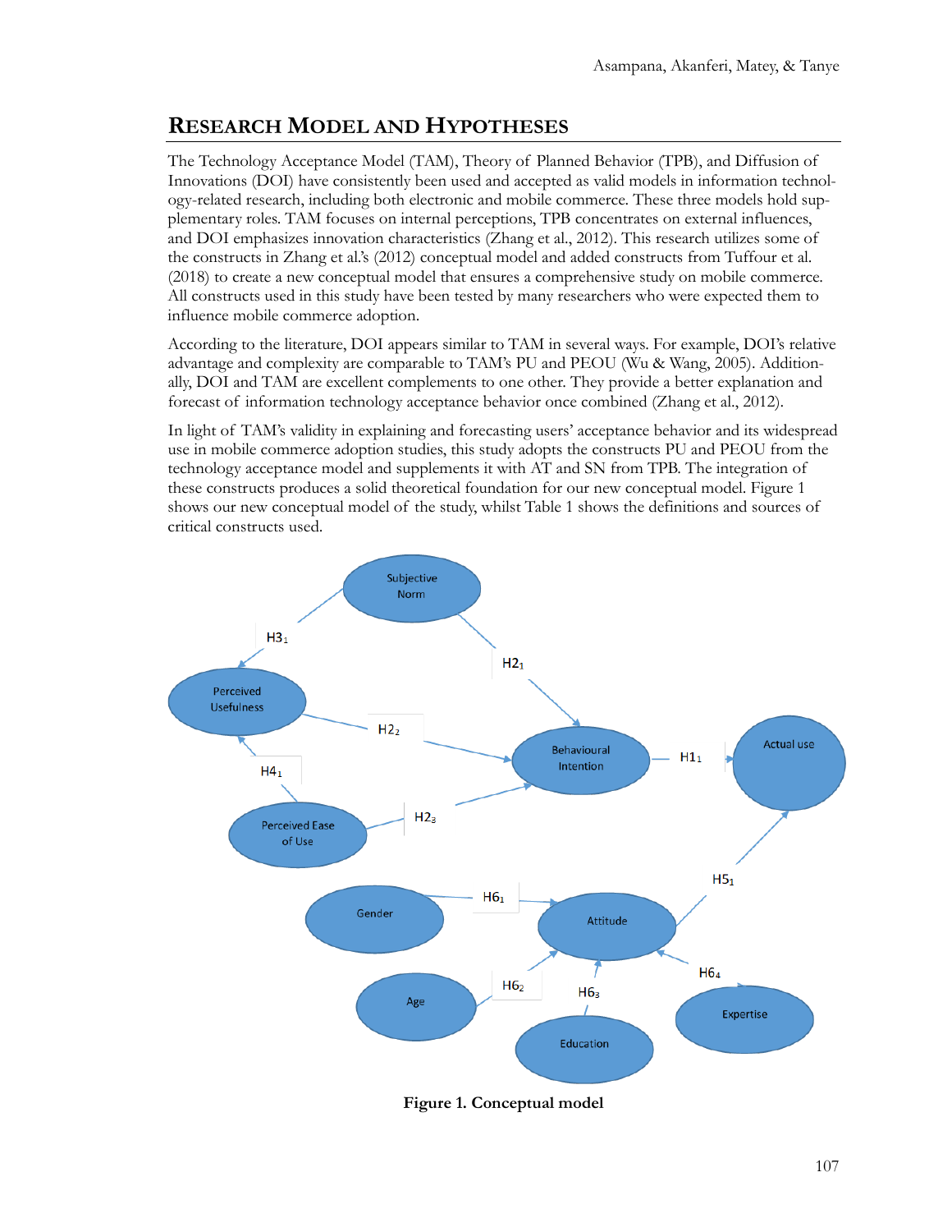## RESEARCH MODEL AND HYPOTHESES

The Technology Acceptance Model (TAM), Theory of Planned Behavior (TPB), and Diffusion of Innovations (DOI) have consistently been used and accepted as valid models in information technology-related research, including both electronic and mobile commerce. These three models hold supplementary roles. TAM focuses on internal perceptions, TPB concentrates on external influences, and DOI emphasizes innovation characteristics (Zhang et al., 2012). This research utilizes some of the constructs in Zhang et al.'s (2012) conceptual model and added constructs from Tuffour et al. (2018) to create a new conceptual model that ensures a comprehensive study on mobile commerce. All constructs used in this study have been tested by many researchers who were expected them to influence mobile commerce adoption.

According to the literature, DOI appears similar to TAM in several ways. For example, DOI's relative advantage and complexity are comparable to TAM's PU and PEOU (Wu & Wang, 2005). Additionally, DOI and TAM are excellent complements to one other. They provide a better explanation and forecast of information technology acceptance behavior once combined (Zhang et al., 2012).

In light of TAM's validity in explaining and forecasting users' acceptance behavior and its widespread use in mobile commerce adoption studies, this study adopts the constructs PU and PEOU from the technology acceptance model and supplements it with AT and SN from TPB. The integration of these constructs produces a solid theoretical foundation for our new conceptual model. Figure 1 shows our new conceptual model of the study, whilst Table 1 shows the definitions and sources of critical constructs used.

**Figure 1. Conceptual model**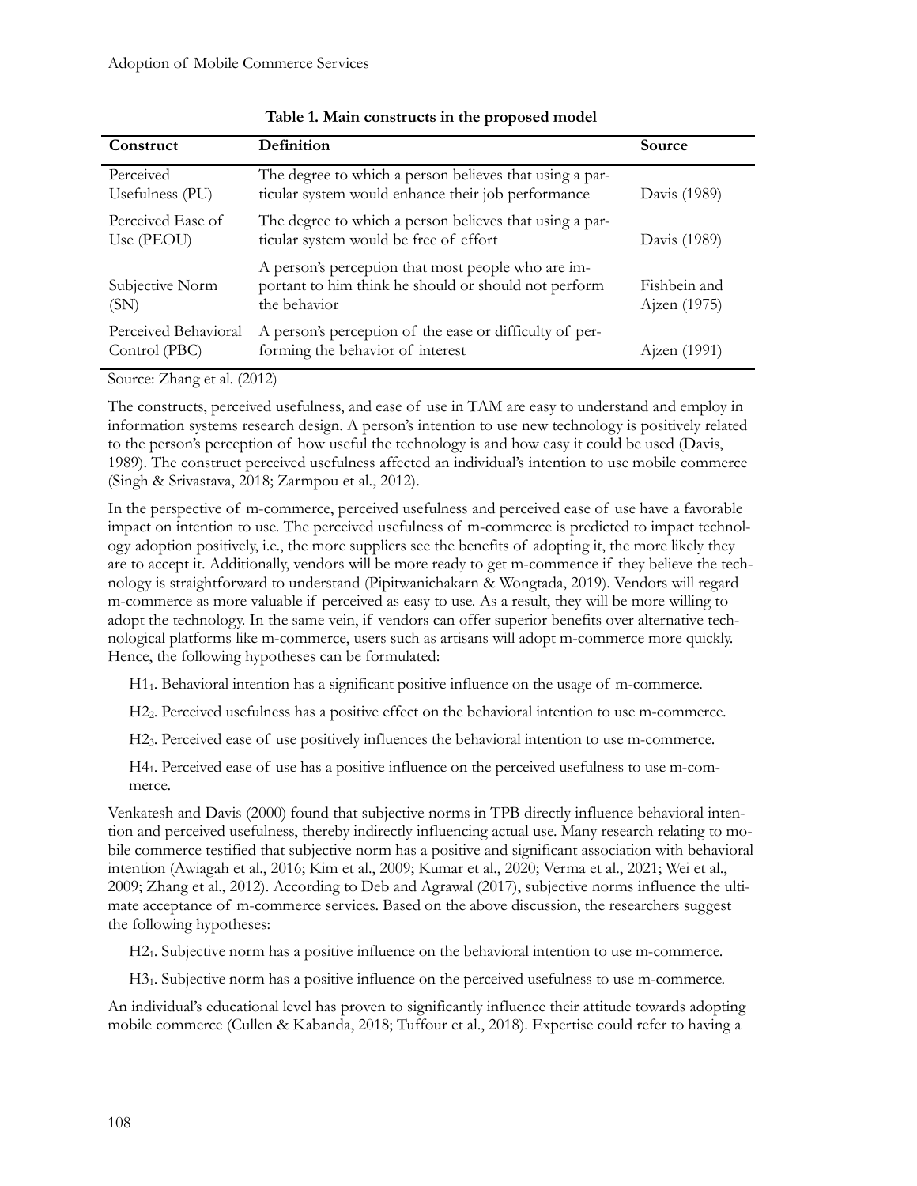**Table 1. Main constructs in the proposed model**

| Construct | Definition | Source |
|---|---|---|
| Perceived Usefulness (PU) | The degree to which a person believes that using a particular system would enhance their job performance | Davis (1989) |
| Perceived Ease of Use (PEOU) | The degree to which a person believes that using a particular system would be free of effort | Davis (1989) |
| Subjective Norm (SN) | A person's perception that most people who are important to him think he should or should not perform the behavior | Fishbein and Ajzen (1975) |
| Perceived Behavioral Control (PBC) | A person's perception of the ease or difficulty of performing the behavior of interest | Ajzen (1991) |

Source: Zhang et al. (2012)

The constructs, perceived usefulness, and ease of use in TAM are easy to understand and employ in information systems research design. A person's intention to use new technology is positively related to the person's perception of how useful the technology is and how easy it could be used (Davis, 1989). The construct perceived usefulness affected an individual's intention to use mobile commerce (Singh & Srivastava, 2018; Zarmpou et al., 2012).

In the perspective of m-commerce, perceived usefulness and perceived ease of use have a favorable impact on intention to use. The perceived usefulness of m-commerce is predicted to impact technology adoption positively, i.e., the more suppliers see the benefits of adopting it, the more likely they are to accept it. Additionally, vendors will be more ready to get m-commence if they believe the technology is straightforward to understand (Pipitwanichakarn & Wongtada, 2019). Vendors will regard m-commerce as more valuable if perceived as easy to use. As a result, they will be more willing to adopt the technology. In the same vein, if vendors can offer superior benefits over alternative technological platforms like m-commerce, users such as artisans will adopt m-commerce more quickly. Hence, the following hypotheses can be formulated:

- $H1_1$. Behavioral intention has a significant positive influence on the usage of m-commerce.
- $H2_2$. Perceived usefulness has a positive effect on the behavioral intention to use m-commerce.
- $H2_3$. Perceived ease of use positively influences the behavioral intention to use m-commerce.
- $H4_1$. Perceived ease of use has a positive influence on the perceived usefulness to use m-commerce.

Venkatesh and Davis (2000) found that subjective norms in TPB directly influence behavioral intention and perceived usefulness, thereby indirectly influencing actual use. Many research relating to mobile commerce testified that subjective norm has a positive and significant association with behavioral intention (Awiagah et al., 2016; Kim et al., 2009; Kumar et al., 2020; Verma et al., 2021; Wei et al., 2009; Zhang et al., 2012). According to Deb and Agrawal (2017), subjective norms influence the ultimate acceptance of m-commerce services. Based on the above discussion, the researchers suggest the following hypotheses:

- $H2_1$. Subjective norm has a positive influence on the behavioral intention to use m-commerce.
- $H3_1$. Subjective norm has a positive influence on the perceived usefulness to use m-commerce.

An individual's educational level has proven to significantly influence their attitude towards adopting mobile commerce (Cullen & Kabanda, 2018; Tuffour et al., 2018). Expertise could refer to having a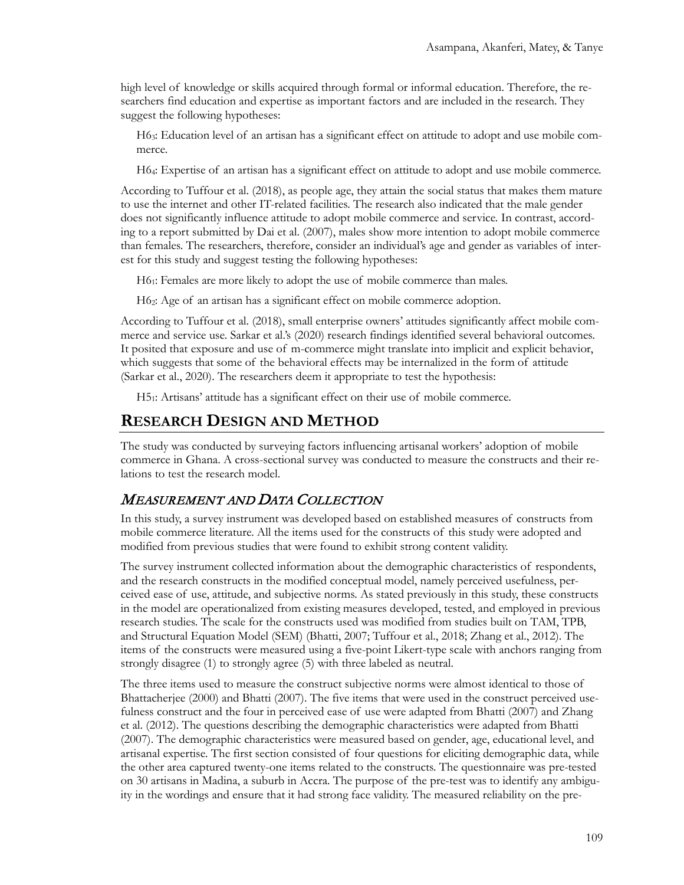high level of knowledge or skills acquired through formal or informal education. Therefore, the researchers find education and expertise as important factors and are included in the research. They suggest the following hypotheses:

> $H6_3$: Education level of an artisan has a significant effect on attitude to adopt and use mobile commerce.
>
> $H6_4$: Expertise of an artisan has a significant effect on attitude to adopt and use mobile commerce.

According to Tuffour et al. (2018), as people age, they attain the social status that makes them mature to use the internet and other IT-related facilities. The research also indicated that the male gender does not significantly influence attitude to adopt mobile commerce and service. In contrast, according to a report submitted by Dai et al. (2007), males show more intention to adopt mobile commerce than females. The researchers, therefore, consider an individual's age and gender as variables of interest for this study and suggest testing the following hypotheses:

> $H6_1$: Females are more likely to adopt the use of mobile commerce than males.
>
> $H6_2$: Age of an artisan has a significant effect on mobile commerce adoption.

According to Tuffour et al. (2018), small enterprise owners' attitudes significantly affect mobile commerce and service use. Sarkar et al.'s (2020) research findings identified several behavioral outcomes. It posited that exposure and use of m-commerce might translate into implicit and explicit behavior, which suggests that some of the behavioral effects may be internalized in the form of attitude (Sarkar et al., 2020). The researchers deem it appropriate to test the hypothesis:

> $H5_1$: Artisans' attitude has a significant effect on their use of mobile commerce.

## RESEARCH DESIGN AND METHOD

The study was conducted by surveying factors influencing artisanal workers' adoption of mobile commerce in Ghana. A cross-sectional survey was conducted to measure the constructs and their relations to test the research model.

### *MEASUREMENT AND DATA COLLECTION*

In this study, a survey instrument was developed based on established measures of constructs from mobile commerce literature. All the items used for the constructs of this study were adopted and modified from previous studies that were found to exhibit strong content validity.

The survey instrument collected information about the demographic characteristics of respondents, and the research constructs in the modified conceptual model, namely perceived usefulness, perceived ease of use, attitude, and subjective norms. As stated previously in this study, these constructs in the model are operationalized from existing measures developed, tested, and employed in previous research studies. The scale for the constructs used was modified from studies built on TAM, TPB, and Structural Equation Model (SEM) (Bhatti, 2007; Tuffour et al., 2018; Zhang et al., 2012). The items of the constructs were measured using a five-point Likert-type scale with anchors ranging from strongly disagree (1) to strongly agree (5) with three labeled as neutral.

The three items used to measure the construct subjective norms were almost identical to those of Bhattacherjee (2000) and Bhatti (2007). The five items that were used in the construct perceived usefulness construct and the four in perceived ease of use were adapted from Bhatti (2007) and Zhang et al. (2012). The questions describing the demographic characteristics were adapted from Bhatti (2007). The demographic characteristics were measured based on gender, age, educational level, and artisanal expertise. The first section consisted of four questions for eliciting demographic data, while the other area captured twenty-one items related to the constructs. The questionnaire was pre-tested on 30 artisans in Madina, a suburb in Accra. The purpose of the pre-test was to identify any ambiguity in the wordings and ensure that it had strong face validity. The measured reliability on the pre-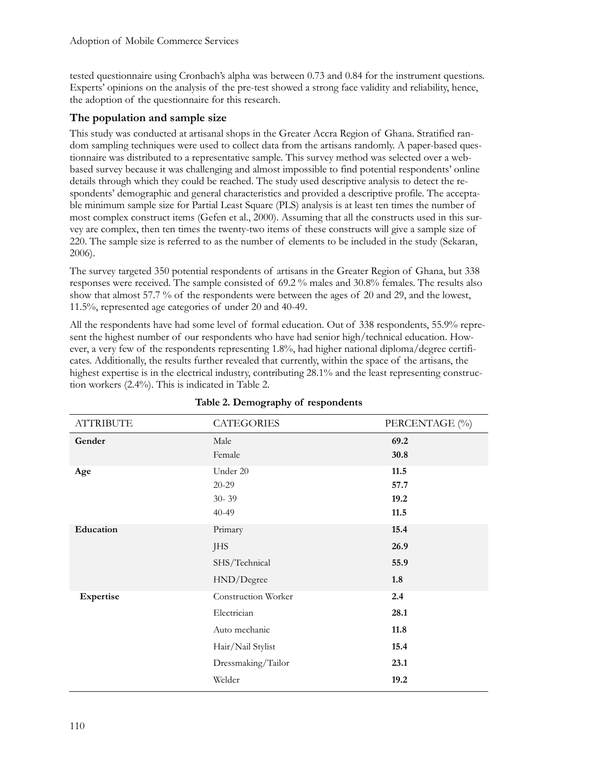tested questionnaire using Cronbach's alpha was between 0.73 and 0.84 for the instrument questions. Experts' opinions on the analysis of the pre-test showed a strong face validity and reliability, hence, the adoption of the questionnaire for this research.

### The population and sample size

This study was conducted at artisanal shops in the Greater Accra Region of Ghana. Stratified random sampling techniques were used to collect data from the artisans randomly. A paper-based questionnaire was distributed to a representative sample. This survey method was selected over a web-based survey because it was challenging and almost impossible to find potential respondents' online details through which they could be reached. The study used descriptive analysis to detect the respondents' demographic and general characteristics and provided a descriptive profile. The acceptable minimum sample size for Partial Least Square (PLS) analysis is at least ten times the number of most complex construct items (Gefen et al., 2000). Assuming that all the constructs used in this survey are complex, then ten times the twenty-two items of these constructs will give a sample size of 220. The sample size is referred to as the number of elements to be included in the study (Sekaran, 2006).

The survey targeted 350 potential respondents of artisans in the Greater Region of Ghana, but 338 responses were received. The sample consisted of 69.2 % males and 30.8% females. The results also show that almost 57.7 % of the respondents were between the ages of 20 and 29, and the lowest, 11.5%, represented age categories of under 20 and 40-49.

All the respondents have had some level of formal education. Out of 338 respondents, 55.9% represent the highest number of our respondents who have had senior high/technical education. However, a very few of the respondents representing 1.8%, had higher national diploma/degree certificates. Additionally, the results further revealed that currently, within the space of the artisans, the highest expertise is in the electrical industry, contributing 28.1% and the least representing construction workers (2.4%). This is indicated in Table 2.

**Table 2. Demography of respondents**

| ATTRIBUTE | CATEGORIES | PERCENTAGE (%) |
|---|---|---|
| **Gender** | Male | **69.2** |
| | Female | **30.8** |
| **Age** | Under 20 | **11.5** |
| | 20-29 | **57.7** |
| | 30- 39 | **19.2** |
| | 40-49 | **11.5** |
| **Education** | Primary | **15.4** |
| | JHS | **26.9** |
| | SHS/Technical | **55.9** |
| | HND/Degree | **1.8** |
| **Expertise** | Construction Worker | **2.4** |
| | Electrician | **28.1** |
| | Auto mechanic | **11.8** |
| | Hair/Nail Stylist | **15.4** |
| | Dressmaking/Tailor | **23.1** |
| | Welder | **19.2** |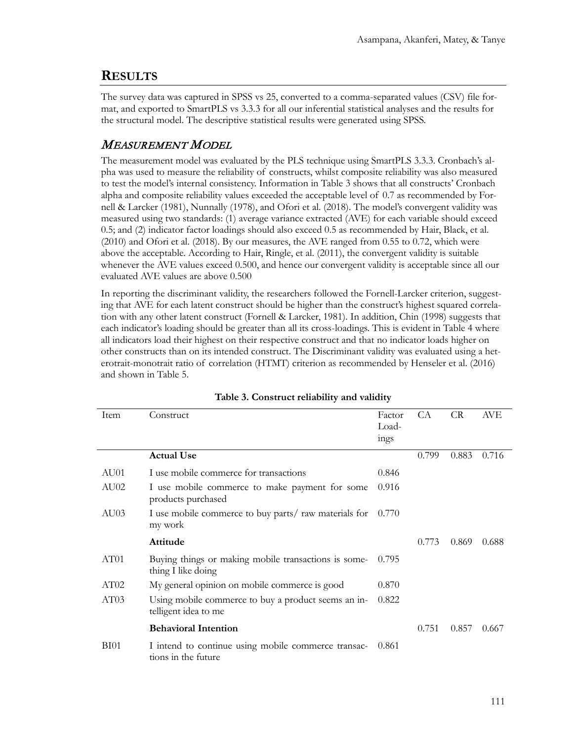## RESULTS

The survey data was captured in SPSS vs 25, converted to a comma-separated values (CSV) file format, and exported to SmartPLS vs 3.3.3 for all our inferential statistical analyses and the results for the structural model. The descriptive statistical results were generated using SPSS.

### *MEASUREMENT MODEL*

The measurement model was evaluated by the PLS technique using SmartPLS 3.3.3. Cronbach's alpha was used to measure the reliability of constructs, whilst composite reliability was also measured to test the model's internal consistency. Information in Table 3 shows that all constructs' Cronbach alpha and composite reliability values exceeded the acceptable level of 0.7 as recommended by Fornell & Larcker (1981), Nunnally (1978), and Ofori et al. (2018). The model's convergent validity was measured using two standards: (1) average variance extracted (AVE) for each variable should exceed 0.5; and (2) indicator factor loadings should also exceed 0.5 as recommended by Hair, Black, et al. (2010) and Ofori et al. (2018). By our measures, the AVE ranged from 0.55 to 0.72, which were above the acceptable. According to Hair, Ringle, et al. (2011), the convergent validity is suitable whenever the AVE values exceed 0.500, and hence our convergent validity is acceptable since all our evaluated AVE values are above 0.500

In reporting the discriminant validity, the researchers followed the Fornell-Larcker criterion, suggesting that AVE for each latent construct should be higher than the construct's highest squared correlation with any other latent construct (Fornell & Larcker, 1981). In addition, Chin (1998) suggests that each indicator's loading should be greater than all its cross-loadings. This is evident in Table 4 where all indicators load their highest on their respective construct and that no indicator loads higher on other constructs than on its intended construct. The Discriminant validity was evaluated using a heterotrait-monotrait ratio of correlation (HTMT) criterion as recommended by Henseler et al. (2016) and shown in Table 5.

**Table 3. Construct reliability and validity**

| Item | Construct | Factor Loadings | CA | CR | AVE |
|---|---|---|---|---|---|
| | **Actual Use** | | 0.799 | 0.883 | 0.716 |
| AU01 | I use mobile commerce for transactions | 0.846 | | | |
| AU02 | I use mobile commerce to make payment for some products purchased | 0.916 | | | |
| AU03 | I use mobile commerce to buy parts/ raw materials for my work | 0.770 | | | |
| | **Attitude** | | 0.773 | 0.869 | 0.688 |
| AT01 | Buying things or making mobile transactions is something I like doing | 0.795 | | | |
| AT02 | My general opinion on mobile commerce is good | 0.870 | | | |
| AT03 | Using mobile commerce to buy a product seems an intelligent idea to me | 0.822 | | | |
| | **Behavioral Intention** | | 0.751 | 0.857 | 0.667 |
| BI01 | I intend to continue using mobile commerce transactions in the future | 0.861 | | | |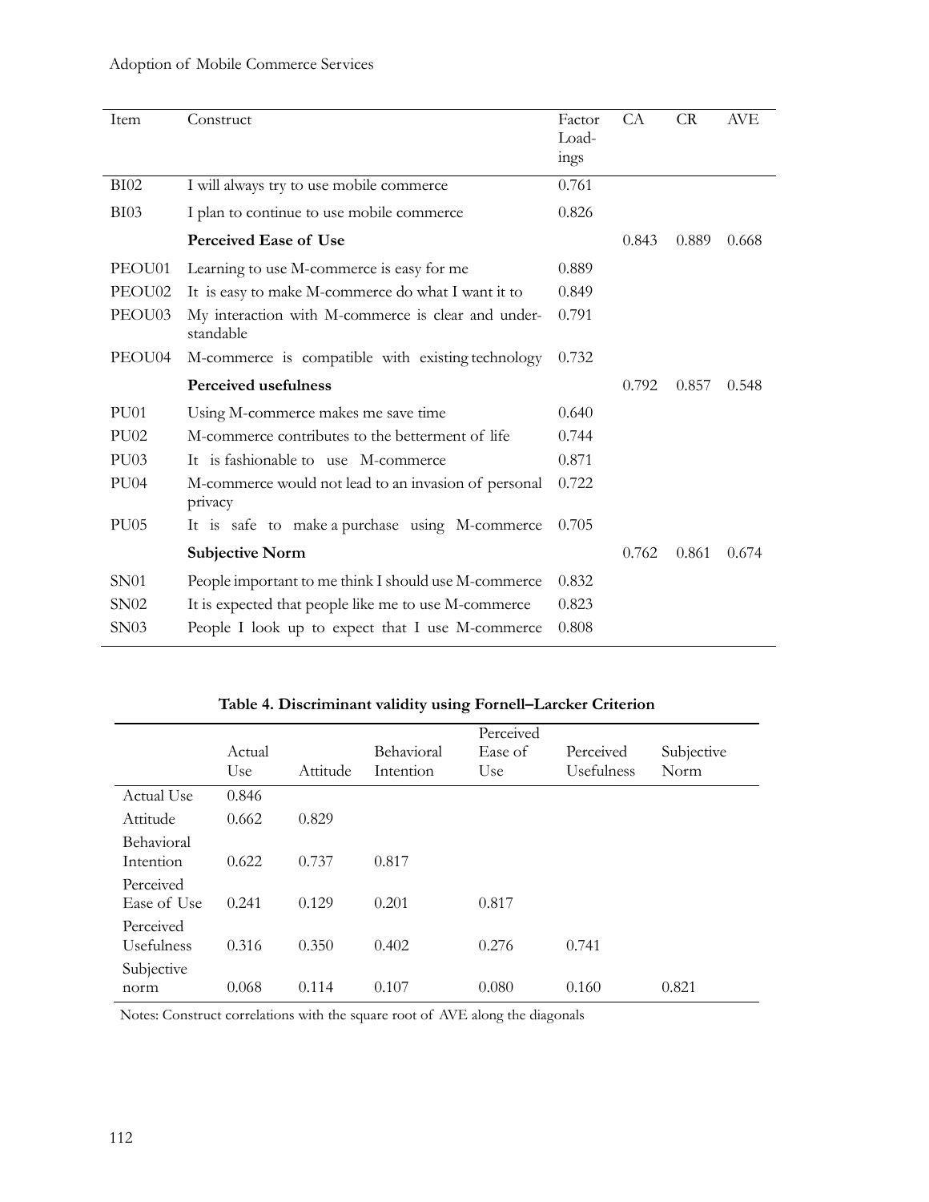| Item | Construct | Factor Loadings | CA | CR | AVE |
| --- | --- | --- | --- | --- | --- |
| BI02 | I will always try to use mobile commerce | 0.761 | | | |
| BI03 | I plan to continue to use mobile commerce | 0.826 | | | |
| | **Perceived Ease of Use** | | 0.843 | 0.889 | 0.668 |
| PEOU01 | Learning to use M-commerce is easy for me | 0.889 | | | |
| PEOU02 | It is easy to make M-commerce do what I want it to | 0.849 | | | |
| PEOU03 | My interaction with M-commerce is clear and understandable | 0.791 | | | |
| PEOU04 | M-commerce is compatible with existing technology | 0.732 | | | |
| | **Perceived usefulness** | | 0.792 | 0.857 | 0.548 |
| PU01 | Using M-commerce makes me save time | 0.640 | | | |
| PU02 | M-commerce contributes to the betterment of life | 0.744 | | | |
| PU03 | It is fashionable to use M-commerce | 0.871 | | | |
| PU04 | M-commerce would not lead to an invasion of personal privacy | 0.722 | | | |
| PU05 | It is safe to make a purchase using M-commerce | 0.705 | | | |
| | **Subjective Norm** | | 0.762 | 0.861 | 0.674 |
| SN01 | People important to me think I should use M-commerce | 0.832 | | | |
| SN02 | It is expected that people like me to use M-commerce | 0.823 | | | |
| SN03 | People I look up to expect that I use M-commerce | 0.808 | | | |

**Table 4. Discriminant validity using Fornell–Larcker Criterion**

| | Actual Use | Attitude | Behavioral Intention | Perceived Ease of Use | Perceived Usefulness | Subjective Norm |
| --- | --- | --- | --- | --- | --- | --- |
| Actual Use | 0.846 | | | | | |
| Attitude | 0.662 | 0.829 | | | | |
| Behavioral Intention | 0.622 | 0.737 | 0.817 | | | |
| Perceived Ease of Use | 0.241 | 0.129 | 0.201 | 0.817 | | |
| Perceived Usefulness | 0.316 | 0.350 | 0.402 | 0.276 | 0.741 | |
| Subjective norm | 0.068 | 0.114 | 0.107 | 0.080 | 0.160 | 0.821 |

Notes: Construct correlations with the square root of AVE along the diagonals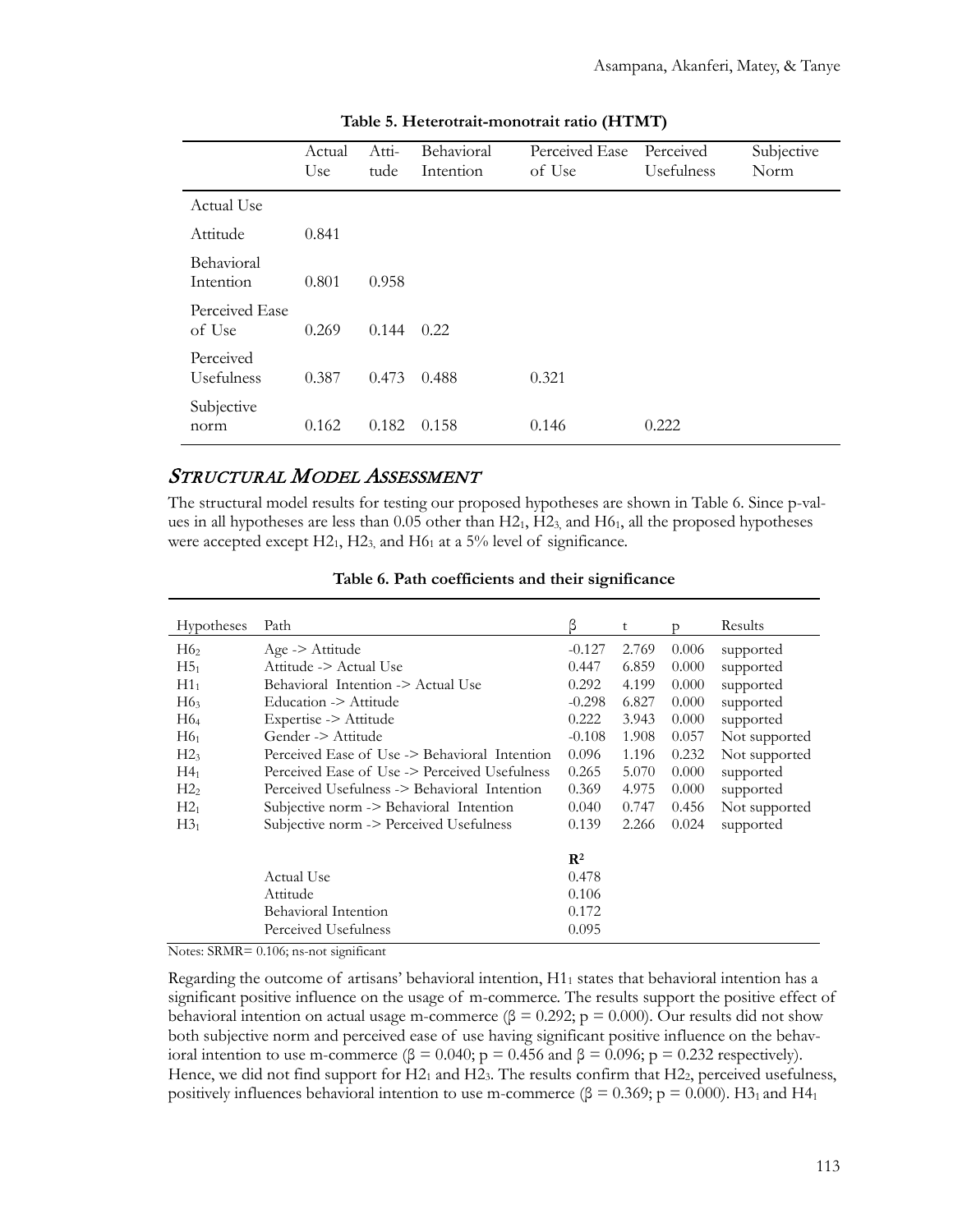**Table 5. Heterotrait-monotrait ratio (HTMT)**

| | Actual Use | Attitude | Behavioral Intention | Perceived Ease of Use | Perceived Usefulness | Subjective Norm |
|---|---|---|---|---|---|---|
| Actual Use | | | | | | |
| Attitude | 0.841 | | | | | |
| Behavioral Intention | 0.801 | 0.958 | | | | |
| Perceived Ease of Use | 0.269 | 0.144 | 0.22 | | | |
| Perceived Usefulness | 0.387 | 0.473 | 0.488 | 0.321 | | |
| Subjective norm | 0.162 | 0.182 | 0.158 | 0.146 | 0.222 | |

## *Structural Model Assessment*

The structural model results for testing our proposed hypotheses are shown in Table 6. Since p-values in all hypotheses are less than 0.05 other than $H2_1$, $H2_3$, and $H6_1$, all the proposed hypotheses were accepted except $H2_1$, $H2_3$, and $H6_1$ at a 5% level of significance.

**Table 6. Path coefficients and their significance**

| Hypotheses | Path | β | t | p | Results |
|---|---|---|---|---|---|
| $H6_2$ | Age -> Attitude | -0.127 | 2.769 | 0.006 | supported |
| $H5_1$ | Attitude -> Actual Use | 0.447 | 6.859 | 0.000 | supported |
| $H1_1$ | Behavioral Intention -> Actual Use | 0.292 | 4.199 | 0.000 | supported |
| $H6_3$ | Education -> Attitude | -0.298 | 6.827 | 0.000 | supported |
| $H6_4$ | Expertise -> Attitude | 0.222 | 3.943 | 0.000 | supported |
| $H6_1$ | Gender -> Attitude | -0.108 | 1.908 | 0.057 | Not supported |
| $H2_3$ | Perceived Ease of Use -> Behavioral Intention | 0.096 | 1.196 | 0.232 | Not supported |
| $H4_1$ | Perceived Ease of Use -> Perceived Usefulness | 0.265 | 5.070 | 0.000 | supported |
| $H2_2$ | Perceived Usefulness -> Behavioral Intention | 0.369 | 4.975 | 0.000 | supported |
| $H2_1$ | Subjective norm -> Behavioral Intention | 0.040 | 0.747 | 0.456 | Not supported |
| $H3_1$ | Subjective norm -> Perceived Usefulness | 0.139 | 2.266 | 0.024 | supported |
| | | $R^2$ | | | |
| | Actual Use | 0.478 | | | |
| | Attitude | 0.106 | | | |
| | Behavioral Intention | 0.172 | | | |
| | Perceived Usefulness | 0.095 | | | |

Notes: SRMR= 0.106; ns-not significant

Regarding the outcome of artisans' behavioral intention, $H1_1$ states that behavioral intention has a significant positive influence on the usage of m-commerce. The results support the positive effect of behavioral intention on actual usage m-commerce ($\beta = 0.292$; $p = 0.000$). Our results did not show both subjective norm and perceived ease of use having significant positive influence on the behavioral intention to use m-commerce ($\beta = 0.040$; $p = 0.456$ and $\beta = 0.096$; $p = 0.232$ respectively). Hence, we did not find support for $H2_1$ and $H2_3$. The results confirm that $H2_2$, perceived usefulness, positively influences behavioral intention to use m-commerce ($\beta = 0.369$; $p = 0.000$). $H3_1$ and $H4_1$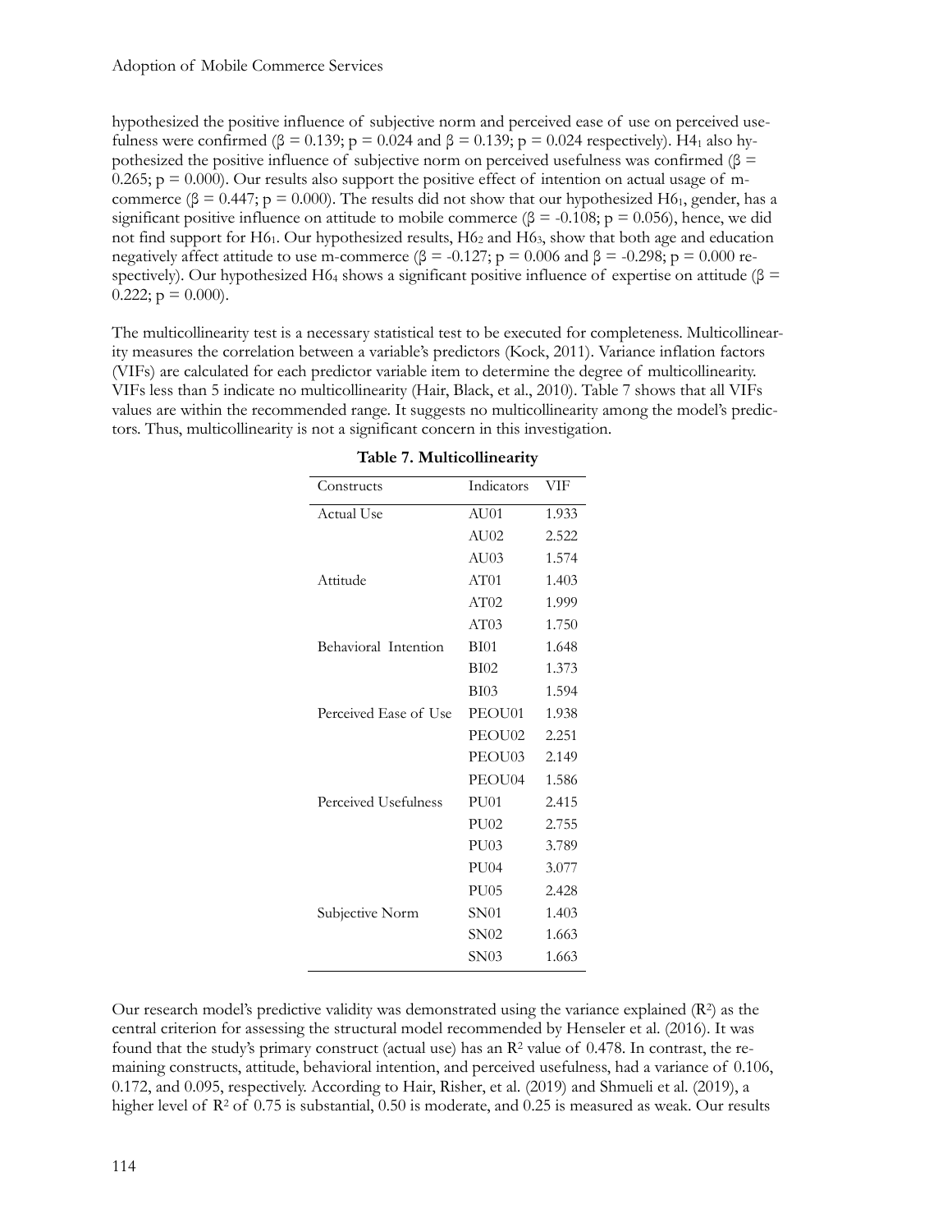hypothesized the positive influence of subjective norm and perceived ease of use on perceived usefulness were confirmed (β = 0.139; p = 0.024 and β = 0.139; p = 0.024 respectively). $H4_1$ also hypothesized the positive influence of subjective norm on perceived usefulness was confirmed (β = 0.265; p = 0.000). Our results also support the positive effect of intention on actual usage of m-commerce (β = 0.447; p = 0.000). The results did not show that our hypothesized $H6_1$, gender, has a significant positive influence on attitude to mobile commerce (β = -0.108; p = 0.056), hence, we did not find support for $H6_1$. Our hypothesized results, $H6_2$ and $H6_3$, show that both age and education negatively affect attitude to use m-commerce (β = -0.127; p = 0.006 and β = -0.298; p = 0.000 respectively). Our hypothesized $H6_4$ shows a significant positive influence of expertise on attitude (β = 0.222; p = 0.000).

The multicollinearity test is a necessary statistical test to be executed for completeness. Multicollinearity measures the correlation between a variable's predictors (Kock, 2011). Variance inflation factors (VIFs) are calculated for each predictor variable item to determine the degree of multicollinearity. VIFs less than 5 indicate no multicollinearity (Hair, Black, et al., 2010). Table 7 shows that all VIFs values are within the recommended range. It suggests no multicollinearity among the model's predictors. Thus, multicollinearity is not a significant concern in this investigation.

**Table 7. Multicollinearity**

| Constructs | Indicators | VIF |
|---|---|---|
| Actual Use | AU01 | 1.933 |
| | AU02 | 2.522 |
| | AU03 | 1.574 |
| Attitude | AT01 | 1.403 |
| | AT02 | 1.999 |
| | AT03 | 1.750 |
| Behavioral Intention | BI01 | 1.648 |
| | BI02 | 1.373 |
| | BI03 | 1.594 |
| Perceived Ease of Use | PEOU01 | 1.938 |
| | PEOU02 | 2.251 |
| | PEOU03 | 2.149 |
| | PEOU04 | 1.586 |
| Perceived Usefulness | PU01 | 2.415 |
| | PU02 | 2.755 |
| | PU03 | 3.789 |
| | PU04 | 3.077 |
| | PU05 | 2.428 |
| Subjective Norm | SN01 | 1.403 |
| | SN02 | 1.663 |
| | SN03 | 1.663 |

Our research model's predictive validity was demonstrated using the variance explained ($R^2$) as the central criterion for assessing the structural model recommended by Henseler et al. (2016). It was found that the study's primary construct (actual use) has an $R^2$ value of 0.478. In contrast, the remaining constructs, attitude, behavioral intention, and perceived usefulness, had a variance of 0.106, 0.172, and 0.095, respectively. According to Hair, Risher, et al. (2019) and Shmueli et al. (2019), a higher level of $R^2$ of 0.75 is substantial, 0.50 is moderate, and 0.25 is measured as weak. Our results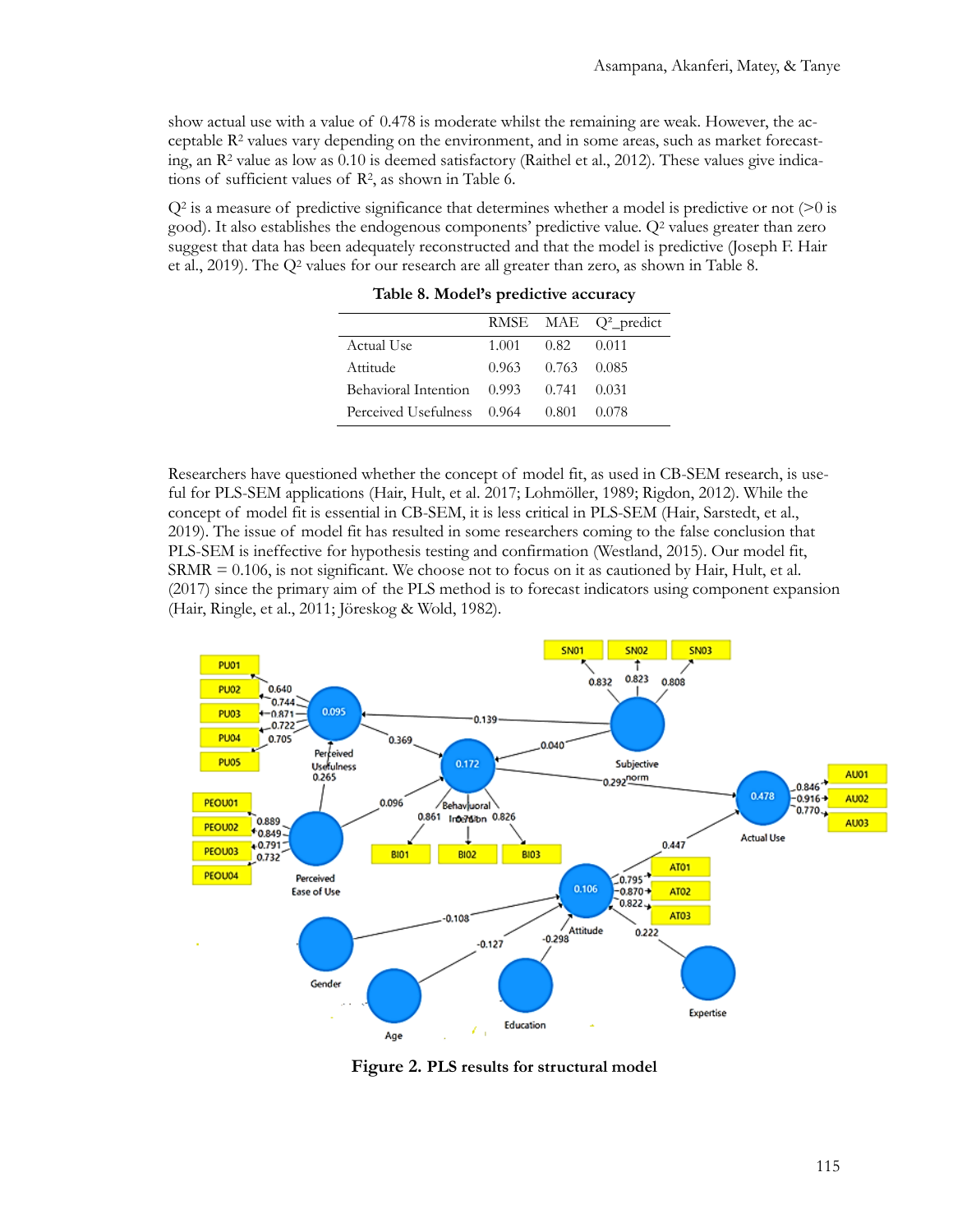show actual use with a value of 0.478 is moderate whilst the remaining are weak. However, the acceptable $R^2$ values vary depending on the environment, and in some areas, such as market forecasting, an $R^2$ value as low as 0.10 is deemed satisfactory (Raithel et al., 2012). These values give indications of sufficient values of $R^2$, as shown in Table 6.

$Q^2$ is a measure of predictive significance that determines whether a model is predictive or not (>0 is good). It also establishes the endogenous components' predictive value. $Q^2$ values greater than zero suggest that data has been adequately reconstructed and that the model is predictive (Joseph F. Hair et al., 2019). The $Q^2$ values for our research are all greater than zero, as shown in Table 8.

**Table 8. Model's predictive accuracy**

| | RMSE | MAE | $Q^2$_predict |
|---|---|---|---|
| Actual Use | 1.001 | 0.82 | 0.011 |
| Attitude | 0.963 | 0.763 | 0.085 |
| Behavioral Intention | 0.993 | 0.741 | 0.031 |
| Perceived Usefulness | 0.964 | 0.801 | 0.078 |

Researchers have questioned whether the concept of model fit, as used in CB-SEM research, is useful for PLS-SEM applications (Hair, Hult, et al. 2017; Lohmöller, 1989; Rigdon, 2012). While the concept of model fit is essential in CB-SEM, it is less critical in PLS-SEM (Hair, Sarstedt, et al., 2019). The issue of model fit has resulted in some researchers coming to the false conclusion that PLS-SEM is ineffective for hypothesis testing and confirmation (Westland, 2015). Our model fit, SRMR = 0.106, is not significant. We choose not to focus on it as cautioned by Hair, Hult, et al. (2017) since the primary aim of the PLS method is to forecast indicators using component expansion (Hair, Ringle, et al., 2011; Jöreskog & Wold, 1982).

**Figure 2. PLS results for structural model**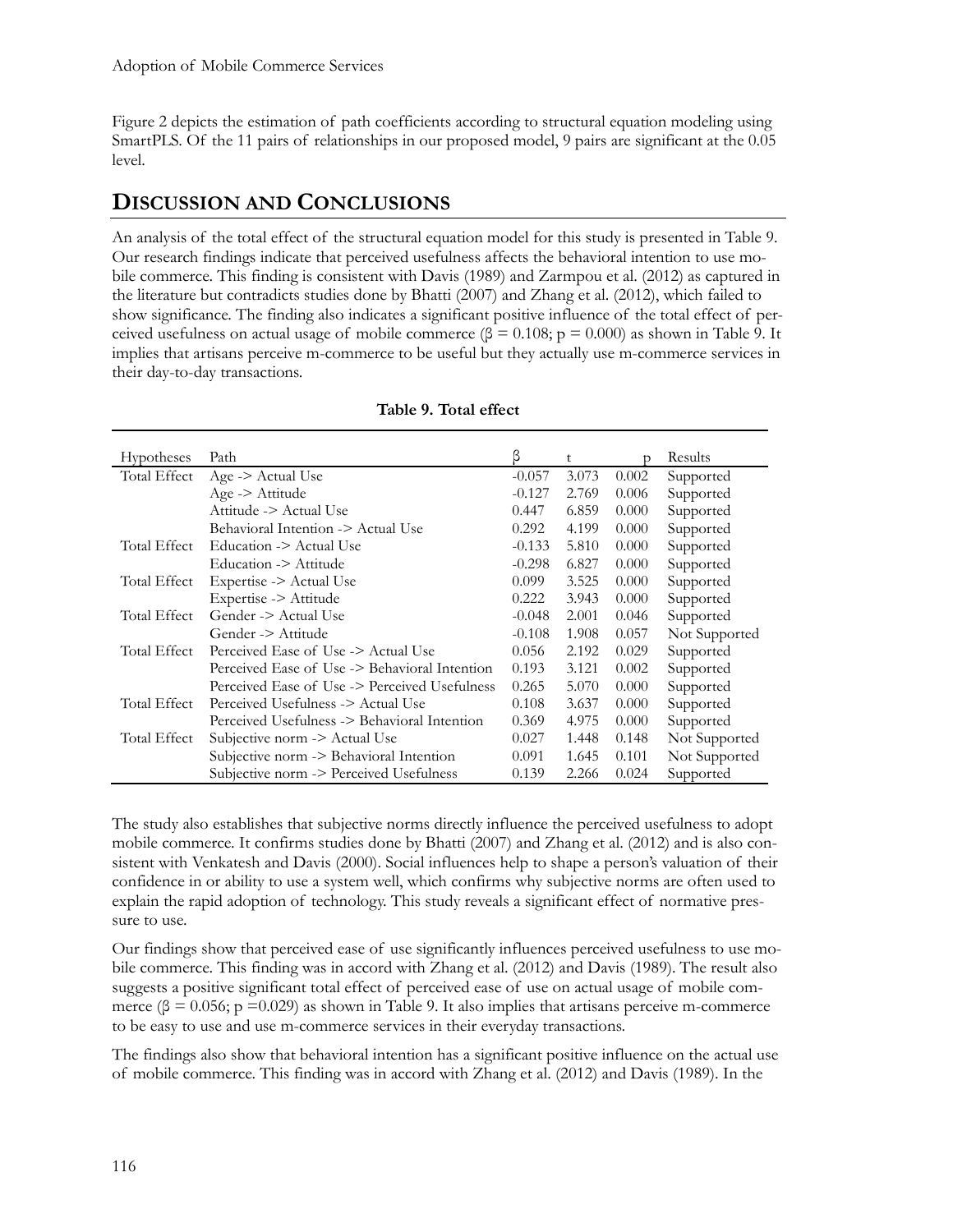Figure 2 depicts the estimation of path coefficients according to structural equation modeling using SmartPLS. Of the 11 pairs of relationships in our proposed model, 9 pairs are significant at the 0.05 level.

## DISCUSSION AND CONCLUSIONS

An analysis of the total effect of the structural equation model for this study is presented in Table 9. Our research findings indicate that perceived usefulness affects the behavioral intention to use mobile commerce. This finding is consistent with Davis (1989) and Zarmpou et al. (2012) as captured in the literature but contradicts studies done by Bhatti (2007) and Zhang et al. (2012), which failed to show significance. The finding also indicates a significant positive influence of the total effect of perceived usefulness on actual usage of mobile commerce ($\beta = 0.108$; $p = 0.000$) as shown in Table 9. It implies that artisans perceive m-commerce to be useful but they actually use m-commerce services in their day-to-day transactions.

**Table 9. Total effect**

| Hypotheses | Path | β | t | p | Results |
|---|---|---|---|---|---|
| Total Effect | Age -> Actual Use | -0.057 | 3.073 | 0.002 | Supported |
| | Age -> Attitude | -0.127 | 2.769 | 0.006 | Supported |
| | Attitude -> Actual Use | 0.447 | 6.859 | 0.000 | Supported |
| | Behavioral Intention -> Actual Use | 0.292 | 4.199 | 0.000 | Supported |
| Total Effect | Education -> Actual Use | -0.133 | 5.810 | 0.000 | Supported |
| | Education -> Attitude | -0.298 | 6.827 | 0.000 | Supported |
| Total Effect | Expertise -> Actual Use | 0.099 | 3.525 | 0.000 | Supported |
| | Expertise -> Attitude | 0.222 | 3.943 | 0.000 | Supported |
| Total Effect | Gender -> Actual Use | -0.048 | 2.001 | 0.046 | Supported |
| | Gender -> Attitude | -0.108 | 1.908 | 0.057 | Not Supported |
| Total Effect | Perceived Ease of Use -> Actual Use | 0.056 | 2.192 | 0.029 | Supported |
| | Perceived Ease of Use -> Behavioral Intention | 0.193 | 3.121 | 0.002 | Supported |
| | Perceived Ease of Use -> Perceived Usefulness | 0.265 | 5.070 | 0.000 | Supported |
| Total Effect | Perceived Usefulness -> Actual Use | 0.108 | 3.637 | 0.000 | Supported |
| | Perceived Usefulness -> Behavioral Intention | 0.369 | 4.975 | 0.000 | Supported |
| Total Effect | Subjective norm -> Actual Use | 0.027 | 1.448 | 0.148 | Not Supported |
| | Subjective norm -> Behavioral Intention | 0.091 | 1.645 | 0.101 | Not Supported |
| | Subjective norm -> Perceived Usefulness | 0.139 | 2.266 | 0.024 | Supported |

The study also establishes that subjective norms directly influence the perceived usefulness to adopt mobile commerce. It confirms studies done by Bhatti (2007) and Zhang et al. (2012) and is also consistent with Venkatesh and Davis (2000). Social influences help to shape a person's valuation of their confidence in or ability to use a system well, which confirms why subjective norms are often used to explain the rapid adoption of technology. This study reveals a significant effect of normative pressure to use.

Our findings show that perceived ease of use significantly influences perceived usefulness to use mobile commerce. This finding was in accord with Zhang et al. (2012) and Davis (1989). The result also suggests a positive significant total effect of perceived ease of use on actual usage of mobile commerce ($\beta = 0.056$; $p = 0.029$) as shown in Table 9. It also implies that artisans perceive m-commerce to be easy to use and use m-commerce services in their everyday transactions.

The findings also show that behavioral intention has a significant positive influence on the actual use of mobile commerce. This finding was in accord with Zhang et al. (2012) and Davis (1989). In the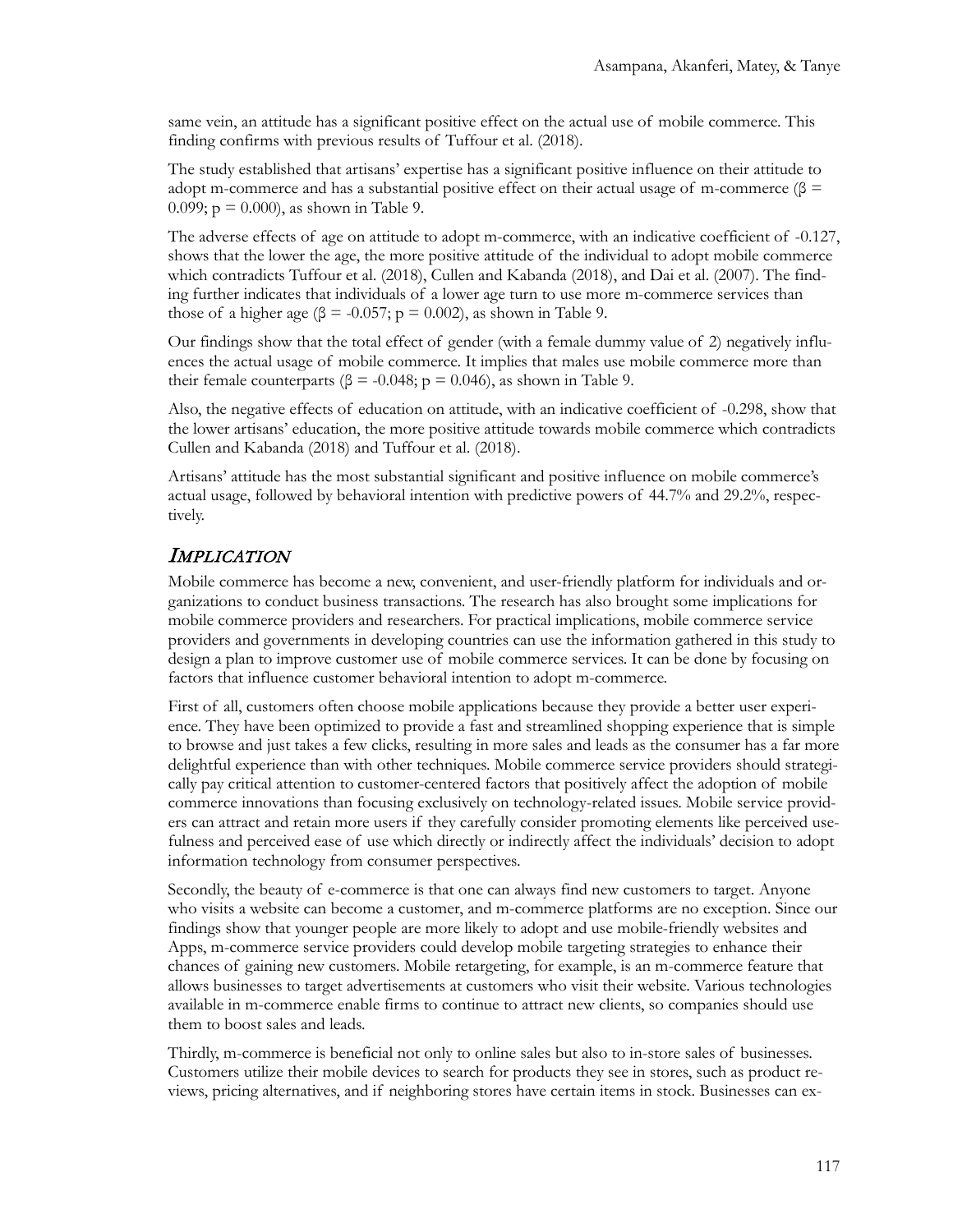same vein, an attitude has a significant positive effect on the actual use of mobile commerce. This finding confirms with previous results of Tuffour et al. (2018).

The study established that artisans' expertise has a significant positive influence on their attitude to adopt m-commerce and has a substantial positive effect on their actual usage of m-commerce ($\beta = 0.099$; $p = 0.000$), as shown in Table 9.

The adverse effects of age on attitude to adopt m-commerce, with an indicative coefficient of -0.127, shows that the lower the age, the more positive attitude of the individual to adopt mobile commerce which contradicts Tuffour et al. (2018), Cullen and Kabanda (2018), and Dai et al. (2007). The finding further indicates that individuals of a lower age turn to use more m-commerce services than those of a higher age ($\beta = -0.057$; $p = 0.002$), as shown in Table 9.

Our findings show that the total effect of gender (with a female dummy value of 2) negatively influences the actual usage of mobile commerce. It implies that males use mobile commerce more than their female counterparts ($\beta = -0.048$; $p = 0.046$), as shown in Table 9.

Also, the negative effects of education on attitude, with an indicative coefficient of -0.298, show that the lower artisans' education, the more positive attitude towards mobile commerce which contradicts Cullen and Kabanda (2018) and Tuffour et al. (2018).

Artisans' attitude has the most substantial significant and positive influence on mobile commerce's actual usage, followed by behavioral intention with predictive powers of 44.7% and 29.2%, respectively.

## *Implication*

Mobile commerce has become a new, convenient, and user-friendly platform for individuals and organizations to conduct business transactions. The research has also brought some implications for mobile commerce providers and researchers. For practical implications, mobile commerce service providers and governments in developing countries can use the information gathered in this study to design a plan to improve customer use of mobile commerce services. It can be done by focusing on factors that influence customer behavioral intention to adopt m-commerce.

First of all, customers often choose mobile applications because they provide a better user experience. They have been optimized to provide a fast and streamlined shopping experience that is simple to browse and just takes a few clicks, resulting in more sales and leads as the consumer has a far more delightful experience than with other techniques. Mobile commerce service providers should strategically pay critical attention to customer-centered factors that positively affect the adoption of mobile commerce innovations than focusing exclusively on technology-related issues. Mobile service providers can attract and retain more users if they carefully consider promoting elements like perceived usefulness and perceived ease of use which directly or indirectly affect the individuals' decision to adopt information technology from consumer perspectives.

Secondly, the beauty of e-commerce is that one can always find new customers to target. Anyone who visits a website can become a customer, and m-commerce platforms are no exception. Since our findings show that younger people are more likely to adopt and use mobile-friendly websites and Apps, m-commerce service providers could develop mobile targeting strategies to enhance their chances of gaining new customers. Mobile retargeting, for example, is an m-commerce feature that allows businesses to target advertisements at customers who visit their website. Various technologies available in m-commerce enable firms to continue to attract new clients, so companies should use them to boost sales and leads.

Thirdly, m-commerce is beneficial not only to online sales but also to in-store sales of businesses. Customers utilize their mobile devices to search for products they see in stores, such as product reviews, pricing alternatives, and if neighboring stores have certain items in stock. Businesses can ex-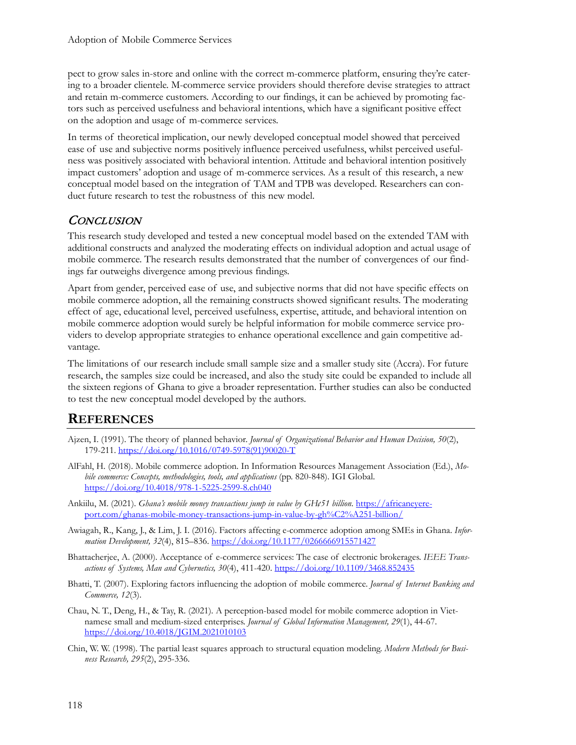pect to grow sales in-store and online with the correct m-commerce platform, ensuring they're catering to a broader clientele. M-commerce service providers should therefore devise strategies to attract and retain m-commerce customers. According to our findings, it can be achieved by promoting factors such as perceived usefulness and behavioral intentions, which have a significant positive effect on the adoption and usage of m-commerce services.

In terms of theoretical implication, our newly developed conceptual model showed that perceived ease of use and subjective norms positively influence perceived usefulness, whilst perceived usefulness was positively associated with behavioral intention. Attitude and behavioral intention positively impact customers' adoption and usage of m-commerce services. As a result of this research, a new conceptual model based on the integration of TAM and TPB was developed. Researchers can conduct future research to test the robustness of this new model.

## Conclusion

This research study developed and tested a new conceptual model based on the extended TAM with additional constructs and analyzed the moderating effects on individual adoption and actual usage of mobile commerce. The research results demonstrated that the number of convergences of our findings far outweighs divergence among previous findings.

Apart from gender, perceived ease of use, and subjective norms that did not have specific effects on mobile commerce adoption, all the remaining constructs showed significant results. The moderating effect of age, educational level, perceived usefulness, expertise, attitude, and behavioral intention on mobile commerce adoption would surely be helpful information for mobile commerce service providers to develop appropriate strategies to enhance operational excellence and gain competitive advantage.

The limitations of our research include small sample size and a smaller study site (Accra). For future research, the samples size could be increased, and also the study site could be expanded to include all the sixteen regions of Ghana to give a broader representation. Further studies can also be conducted to test the new conceptual model developed by the authors.

# References

Ajzen, I. (1991). The theory of planned behavior. *Journal of Organizational Behavior and Human Decision, 50*(2), 179-211. https://doi.org/10.1016/0749-5978(91)90020-T

AlFahl, H. (2018). Mobile commerce adoption. In Information Resources Management Association (Ed.), *Mobile commerce: Concepts, methodologies, tools, and applications* (pp. 820-848). IGI Global. https://doi.org/10.4018/978-1-5225-2599-8.ch040

Ankiilu, M. (2021). *Ghana's mobile money transactions jump in value by GH₵51 billion*. https://africaneyereport.com/ghanas-mobile-money-transactions-jump-in-value-by-gh%C2%A251-billion/

Awiagah, R., Kang, J., & Lim, J. I. (2016). Factors affecting e-commerce adoption among SMEs in Ghana. *Information Development, 32*(4), 815–836. https://doi.org/10.1177/0266666915571427

Bhattacherjee, A. (2000). Acceptance of e-commerce services: The case of electronic brokerages. *IEEE Transactions of Systems, Man and Cybernetics, 30*(4), 411-420. https://doi.org/10.1109/3468.852435

Bhatti, T. (2007). Exploring factors influencing the adoption of mobile commerce. *Journal of Internet Banking and Commerce, 12*(3).

Chau, N. T., Deng, H., & Tay, R. (2021). A perception-based model for mobile commerce adoption in Vietnamese small and medium-sized enterprises. *Journal of Global Information Management, 29*(1), 44-67. https://doi.org/10.4018/JGIM.2021010103

Chin, W. W. (1998). The partial least squares approach to structural equation modeling. *Modern Methods for Business Research, 295*(2), 295-336.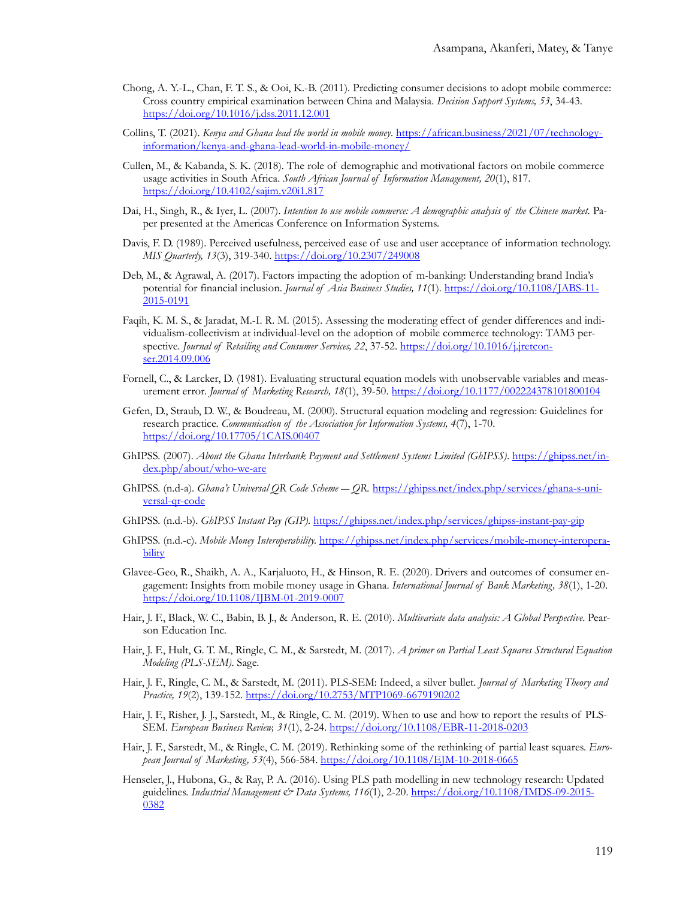Chong, A. Y.-L., Chan, F. T. S., & Ooi, K.-B. (2011). Predicting consumer decisions to adopt mobile commerce: Cross country empirical examination between China and Malaysia. *Decision Support Systems, 53*, 34-43. https://doi.org/10.1016/j.dss.2011.12.001

Collins, T. (2021). *Kenya and Ghana lead the world in mobile money*. https://african.business/2021/07/technology-information/kenya-and-ghana-lead-world-in-mobile-money/

Cullen, M., & Kabanda, S. K. (2018). The role of demographic and motivational factors on mobile commerce usage activities in South Africa. *South African Journal of Information Management, 20*(1), 817. https://doi.org/10.4102/sajim.v20i1.817

Dai, H., Singh, R., & Iyer, L. (2007). *Intention to use mobile commerce: A demographic analysis of the Chinese market.* Paper presented at the Americas Conference on Information Systems.

Davis, F. D. (1989). Perceived usefulness, perceived ease of use and user acceptance of information technology. *MIS Quarterly, 13*(3), 319-340. https://doi.org/10.2307/249008

Deb, M., & Agrawal, A. (2017). Factors impacting the adoption of m-banking: Understanding brand India's potential for financial inclusion. *Journal of Asia Business Studies, 11*(1). https://doi.org/10.1108/JABS-11-2015-0191

Faqih, K. M. S., & Jaradat, M.-I. R. M. (2015). Assessing the moderating effect of gender differences and individualism-collectivism at individual-level on the adoption of mobile commerce technology: TAM3 perspective. *Journal of Retailing and Consumer Services, 22*, 37-52. https://doi.org/10.1016/j.jretconser.2014.09.006

Fornell, C., & Larcker, D. (1981). Evaluating structural equation models with unobservable variables and measurement error. *Journal of Marketing Research, 18*(1), 39-50. https://doi.org/10.1177/002224378101800104

Gefen, D., Straub, D. W., & Boudreau, M. (2000). Structural equation modeling and regression: Guidelines for research practice. *Communication of the Association for Information Systems, 4*(7), 1-70. https://doi.org/10.17705/1CAIS.00407

GhIPSS. (2007). *About the Ghana Interbank Payment and Settlement Systems Limited (GhIPSS).* https://ghipss.net/index.php/about/who-we-are

GhIPSS. (n.d-a). *Ghana's Universal QR Code Scheme – QR.* https://ghipss.net/index.php/services/ghana-s-universal-qr-code

GhIPSS. (n.d.-b). *GhIPSS Instant Pay (GIP).* https://ghipss.net/index.php/services/ghipss-instant-pay-gip

GhIPSS. (n.d.-c). *Mobile Money Interoperability.* https://ghipss.net/index.php/services/mobile-money-interoperability

Glavee-Geo, R., Shaikh, A. A., Karjaluoto, H., & Hinson, R. E. (2020). Drivers and outcomes of consumer engagement: Insights from mobile money usage in Ghana. *International Journal of Bank Marketing, 38*(1), 1-20. https://doi.org/10.1108/IJBM-01-2019-0007

Hair, J. F., Black, W. C., Babin, B. J., & Anderson, R. E. (2010). *Multivariate data analysis: A Global Perspective*. Pearson Education Inc.

Hair, J. F., Hult, G. T. M., Ringle, C. M., & Sarstedt, M. (2017). *A primer on Partial Least Squares Structural Equation Modeling (PLS-SEM).* Sage.

Hair, J. F., Ringle, C. M., & Sarstedt, M. (2011). PLS-SEM: Indeed, a silver bullet. *Journal of Marketing Theory and Practice, 19*(2), 139-152. https://doi.org/10.2753/MTP1069-6679190202

Hair, J. F., Risher, J. J., Sarstedt, M., & Ringle, C. M. (2019). When to use and how to report the results of PLS-SEM. *European Business Review, 31*(1), 2-24. https://doi.org/10.1108/EBR-11-2018-0203

Hair, J. F., Sarstedt, M., & Ringle, C. M. (2019). Rethinking some of the rethinking of partial least squares. *European Journal of Marketing, 53*(4), 566-584. https://doi.org/10.1108/EJM-10-2018-0665

Henseler, J., Hubona, G., & Ray, P. A. (2016). Using PLS path modelling in new technology research: Updated guidelines. *Industrial Management & Data Systems, 116*(1), 2-20. https://doi.org/10.1108/IMDS-09-2015-0382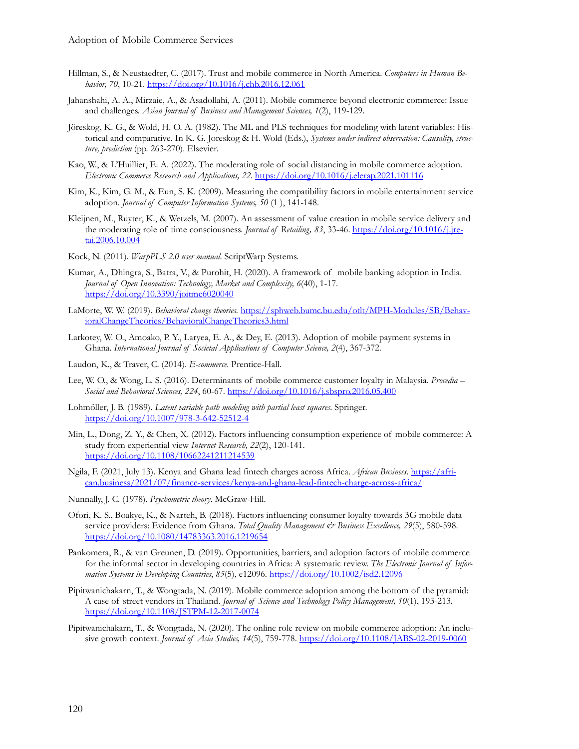Hillman, S., & Neustaedter, C. (2017). Trust and mobile commerce in North America. *Computers in Human Behavior, 70*, 10-21. https://doi.org/10.1016/j.chb.2016.12.061

Jahanshahi, A. A., Mirzaie, A., & Asadollahi, A. (2011). Mobile commerce beyond electronic commerce: Issue and challenges. *Asian Journal of Business and Management Sciences, 1*(2), 119-129.

Jöreskog, K. G., & Wold, H. O. A. (1982). The ML and PLS techniques for modeling with latent variables: Historical and comparative. In K. G. Joreskog & H. Wold (Eds.), *Systems under indirect observation: Causality, structure, prediction* (pp. 263-270). Elsevier.

Kao, W., & L'Huillier, E. A. (2022). The moderating role of social distancing in mobile commerce adoption. *Electronic Commerce Research and Applications, 22*. https://doi.org/10.1016/j.elerap.2021.101116

Kim, K., Kim, G. M., & Eun, S. K. (2009). Measuring the compatibility factors in mobile entertainment service adoption. *Journal of Computer Information Systems, 50* (1 ), 141-148.

Kleijnen, M., Ruyter, K., & Wetzels, M. (2007). An assessment of value creation in mobile service delivery and the moderating role of time consciousness. *Journal of Retailing, 83*, 33-46. https://doi.org/10.1016/j.jretai.2006.10.004

Kock, N. (2011). *WarpPLS 2.0 user manual*. ScriptWarp Systems.

Kumar, A., Dhingra, S., Batra, V., & Purohit, H. (2020). A framework of mobile banking adoption in India. *Journal of Open Innovation: Technology, Market and Complexity, 6*(40), 1-17. https://doi.org/10.3390/joitmc6020040

LaMorte, W. W. (2019). *Behavioral change theories*. https://sphweb.bumc.bu.edu/otlt/MPH-Modules/SB/BehavioralChangeTheories/BehavioralChangeTheories3.html

Larkotey, W. O., Amoako, P. Y., Laryea, E. A., & Dey, E. (2013). Adoption of mobile payment systems in Ghana. *International Journal of Societal Applications of Computer Science, 2*(4), 367-372.

Laudon, K., & Traver, C. (2014). *E-commerce*. Prentice-Hall.

Lee, W. O., & Wong, L. S. (2016). Determinants of mobile commerce customer loyalty in Malaysia. *Procedia – Social and Behavioral Sciences, 224*, 60-67. https://doi.org/10.1016/j.sbspro.2016.05.400

Lohmöller, J. B. (1989). *Latent variable path modeling with partial least squares*. Springer. https://doi.org/10.1007/978-3-642-52512-4

Min, L., Dong, Z. Y., & Chen, X. (2012). Factors influencing consumption experience of mobile commerce: A study from experiential view *Internet Research, 22*(2), 120-141. https://doi.org/10.1108/10662241211214539

Ngila, F. (2021, July 13). Kenya and Ghana lead fintech charges across Africa. *African Business*. https://african.business/2021/07/finance-services/kenya-and-ghana-lead-fintech-charge-across-africa/

Nunnally, J. C. (1978). *Psychometric theory*. McGraw-Hill.

Ofori, K. S., Boakye, K., & Narteh, B. (2018). Factors influencing consumer loyalty towards 3G mobile data service providers: Evidence from Ghana. *Total Quality Management & Business Excellence, 29*(5), 580-598. https://doi.org/10.1080/14783363.2016.1219654

Pankomera, R., & van Greunen, D. (2019). Opportunities, barriers, and adoption factors of mobile commerce for the informal sector in developing countries in Africa: A systematic review. *The Electronic Journal of Information Systems in Developing Countries*, *85*(5), e12096. https://doi.org/10.1002/isd2.12096

Pipitwanichakarn, T., & Wongtada, N. (2019). Mobile commerce adoption among the bottom of the pyramid: A case of street vendors in Thailand. *Journal of Science and Technology Policy Management, 10*(1), 193-213. https://doi.org/10.1108/JSTPM-12-2017-0074

Pipitwanichakarn, T., & Wongtada, N. (2020). The online role review on mobile commerce adoption: An inclusive growth context. *Journal of Asia Studies, 14*(5), 759-778. https://doi.org/10.1108/JABS-02-2019-0060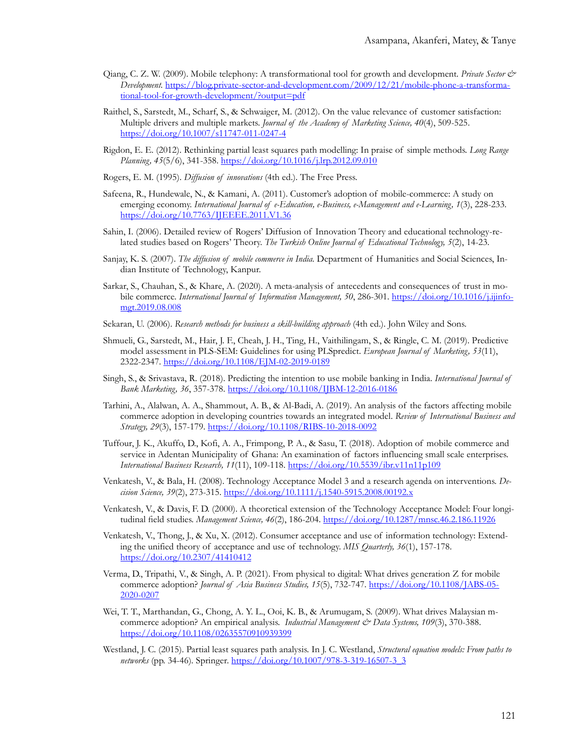Qiang, C. Z. W. (2009). Mobile telephony: A transformational tool for growth and development. *Private Sector & Development*. https://blog.private-sector-and-development.com/2009/12/21/mobile-phone-a-transformational-tool-for-growth-development/?output=pdf

Raithel, S., Sarstedt, M., Scharf, S., & Schwaiger, M. (2012). On the value relevance of customer satisfaction: Multiple drivers and multiple markets. *Journal of the Academy of Marketing Science, 40*(4), 509-525. https://doi.org/10.1007/s11747-011-0247-4

Rigdon, E. E. (2012). Rethinking partial least squares path modelling: In praise of simple methods. *Long Range Planning, 45*(5/6), 341-358. https://doi.org/10.1016/j.lrp.2012.09.010

Rogers, E. M. (1995). *Diffusion of innovations* (4th ed.). The Free Press.

Safeena, R., Hundewale, N., & Kamani, A. (2011). Customer's adoption of mobile-commerce: A study on emerging economy. *International Journal of e-Education, e-Business, e-Management and e-Learning, 1*(3), 228-233. https://doi.org/10.7763/IJEEEE.2011.V1.36

Sahin, I. (2006). Detailed review of Rogers' Diffusion of Innovation Theory and educational technology-related studies based on Rogers' Theory. *The Turkish Online Journal of Educational Technology, 5*(2), 14-23.

Sanjay, K. S. (2007). *The diffusion of mobile commerce in India.* Department of Humanities and Social Sciences, Indian Institute of Technology, Kanpur.

Sarkar, S., Chauhan, S., & Khare, A. (2020). A meta-analysis of antecedents and consequences of trust in mobile commerce. *International Journal of Information Management, 50*, 286-301. https://doi.org/10.1016/j.ijinfomgt.2019.08.008

Sekaran, U. (2006). *Research methods for business a skill-building approach* (4th ed.). John Wiley and Sons.

Shmueli, G., Sarstedt, M., Hair, J. F., Cheah, J. H., Ting, H., Vaithilingam, S., & Ringle, C. M. (2019). Predictive model assessment in PLS-SEM: Guidelines for using PLSpredict. *European Journal of Marketing, 53*(11), 2322-2347. https://doi.org/10.1108/EJM-02-2019-0189

Singh, S., & Srivastava, R. (2018). Predicting the intention to use mobile banking in India. *International Journal of Bank Marketing, 36*, 357-378. https://doi.org/10.1108/IJBM-12-2016-0186

Tarhini, A., Alalwan, A. A., Shammout, A. B., & Al-Badi, A. (2019). An analysis of the factors affecting mobile commerce adoption in developing countries towards an integrated model. *Review of International Business and Strategy, 29*(3), 157-179. https://doi.org/10.1108/RIBS-10-2018-0092

Tuffour, J. K., Akuffo, D., Kofi, A. A., Frimpong, P. A., & Sasu, T. (2018). Adoption of mobile commerce and service in Adentan Municipality of Ghana: An examination of factors influencing small scale enterprises. *International Business Research, 11*(11), 109-118. https://doi.org/10.5539/ibr.v11n11p109

Venkatesh, V., & Bala, H. (2008). Technology Acceptance Model 3 and a research agenda on interventions. *Decision Science, 39*(2), 273-315. https://doi.org/10.1111/j.1540-5915.2008.00192.x

Venkatesh, V., & Davis, F. D. (2000). A theoretical extension of the Technology Acceptance Model: Four longitudinal field studies. *Management Science, 46*(2), 186-204. https://doi.org/10.1287/mnsc.46.2.186.11926

Venkatesh, V., Thong, J., & Xu, X. (2012). Consumer acceptance and use of information technology: Extending the unified theory of acceptance and use of technology. *MIS Quarterly, 36*(1), 157-178. https://doi.org/10.2307/41410412

Verma, D., Tripathi, V., & Singh, A. P. (2021). From physical to digital: What drives generation Z for mobile commerce adoption? *Journal of Asia Business Studies, 15*(5), 732-747. https://doi.org/10.1108/JABS-05-2020-0207

Wei, T. T., Marthandan, G., Chong, A. Y. L., Ooi, K. B., & Arumugam, S. (2009). What drives Malaysian m-commerce adoption? An empirical analysis. *Industrial Management & Data Systems, 109*(3), 370-388. https://doi.org/10.1108/02635570910939399

Westland, J. C. (2015). Partial least squares path analysis. In J. C. Westland, *Structural equation models: From paths to networks* (pp. 34-46). Springer. https://doi.org/10.1007/978-3-319-16507-3_3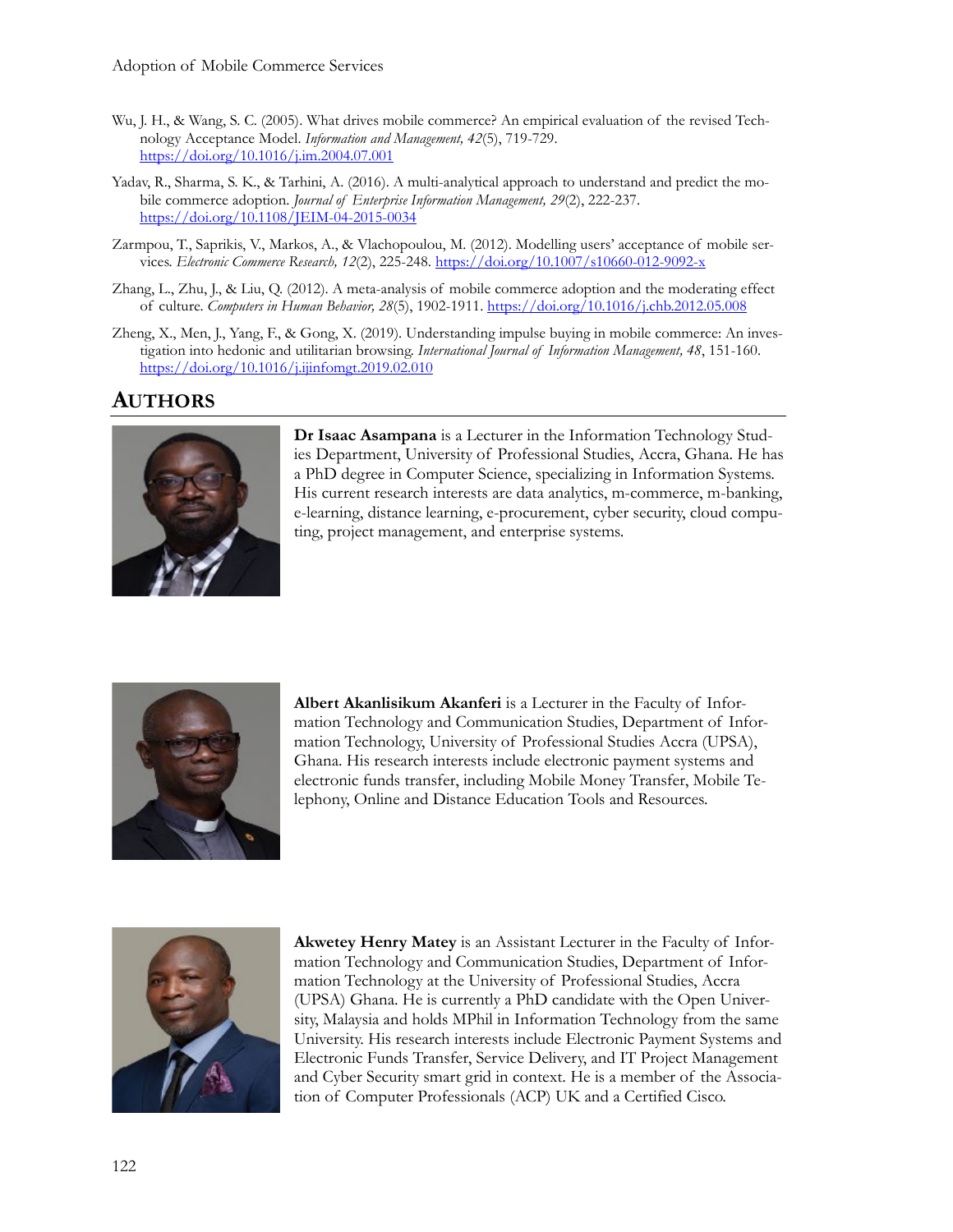Wu, J. H., & Wang, S. C. (2005). What drives mobile commerce? An empirical evaluation of the revised Technology Acceptance Model. *Information and Management, 42*(5), 719-729. https://doi.org/10.1016/j.im.2004.07.001

Yadav, R., Sharma, S. K., & Tarhini, A. (2016). A multi-analytical approach to understand and predict the mobile commerce adoption. *Journal of Enterprise Information Management, 29*(2), 222-237. https://doi.org/10.1108/JEIM-04-2015-0034

Zarmpou, T., Saprikis, V., Markos, A., & Vlachopoulou, M. (2012). Modelling users' acceptance of mobile services. *Electronic Commerce Research, 12*(2), 225-248. https://doi.org/10.1007/s10660-012-9092-x

Zhang, L., Zhu, J., & Liu, Q. (2012). A meta-analysis of mobile commerce adoption and the moderating effect of culture. *Computers in Human Behavior, 28*(5), 1902-1911. https://doi.org/10.1016/j.chb.2012.05.008

Zheng, X., Men, J., Yang, F., & Gong, X. (2019). Understanding impulse buying in mobile commerce: An investigation into hedonic and utilitarian browsing. *International Journal of Information Management, 48*, 151-160. https://doi.org/10.1016/j.ijinfomgt.2019.02.010

## AUTHORS

**Dr Isaac Asampana** is a Lecturer in the Information Technology Studies Department, University of Professional Studies, Accra, Ghana. He has a PhD degree in Computer Science, specializing in Information Systems. His current research interests are data analytics, m-commerce, m-banking, e-learning, distance learning, e-procurement, cyber security, cloud computing, project management, and enterprise systems.

**Albert Akanlisikum Akanferi** is a Lecturer in the Faculty of Information Technology and Communication Studies, Department of Information Technology, University of Professional Studies Accra (UPSA), Ghana. His research interests include electronic payment systems and electronic funds transfer, including Mobile Money Transfer, Mobile Telephony, Online and Distance Education Tools and Resources.

**Akwetey Henry Matey** is an Assistant Lecturer in the Faculty of Information Technology and Communication Studies, Department of Information Technology at the University of Professional Studies, Accra (UPSA) Ghana. He is currently a PhD candidate with the Open University, Malaysia and holds MPhil in Information Technology from the same University. His research interests include Electronic Payment Systems and Electronic Funds Transfer, Service Delivery, and IT Project Management and Cyber Security smart grid in context. He is a member of the Association of Computer Professionals (ACP) UK and a Certified Cisco.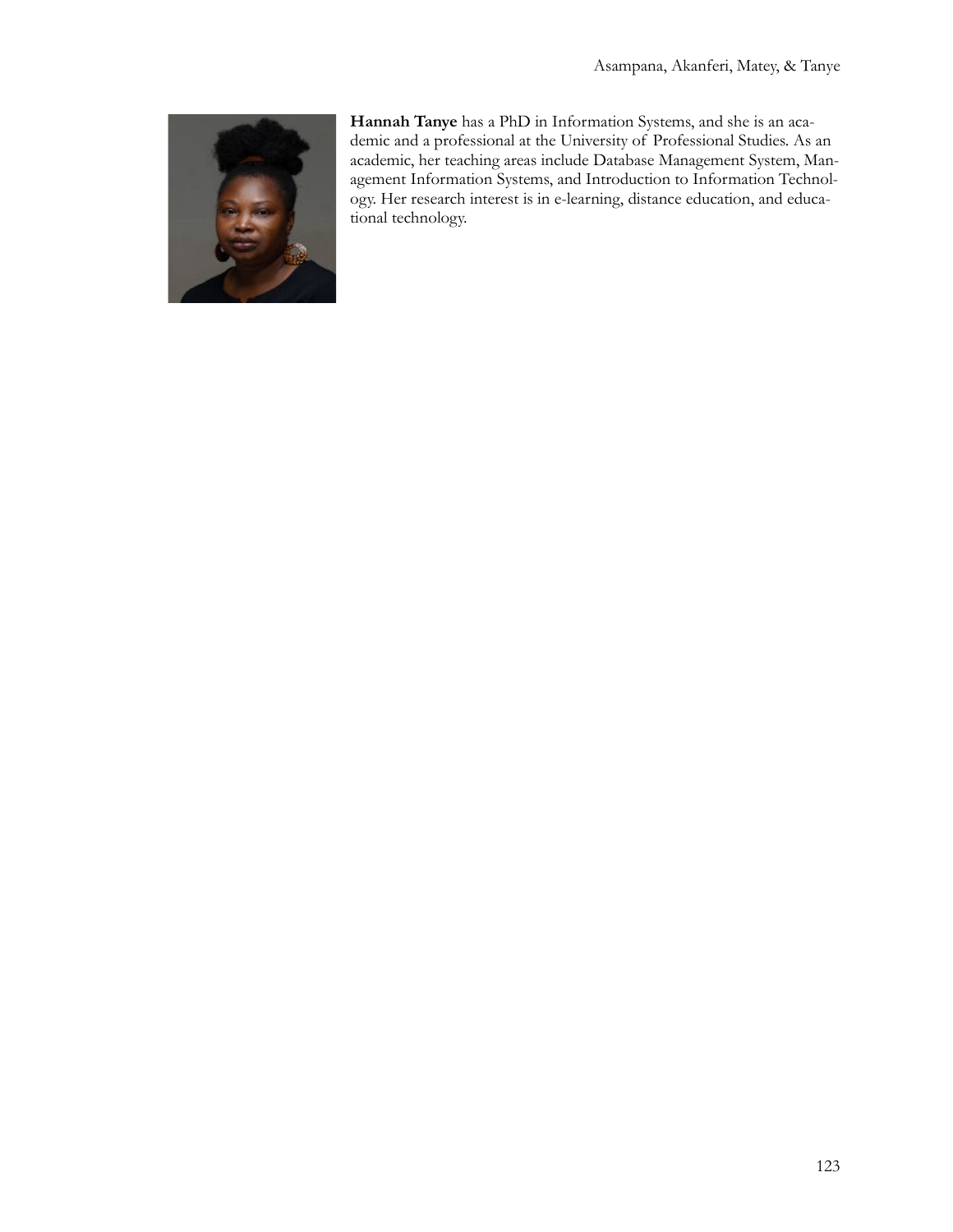**Hannah Tanye** has a PhD in Information Systems, and she is an academic and a professional at the University of Professional Studies. As an academic, her teaching areas include Database Management System, Management Information Systems, and Introduction to Information Technology. Her research interest is in e-learning, distance education, and educational technology.